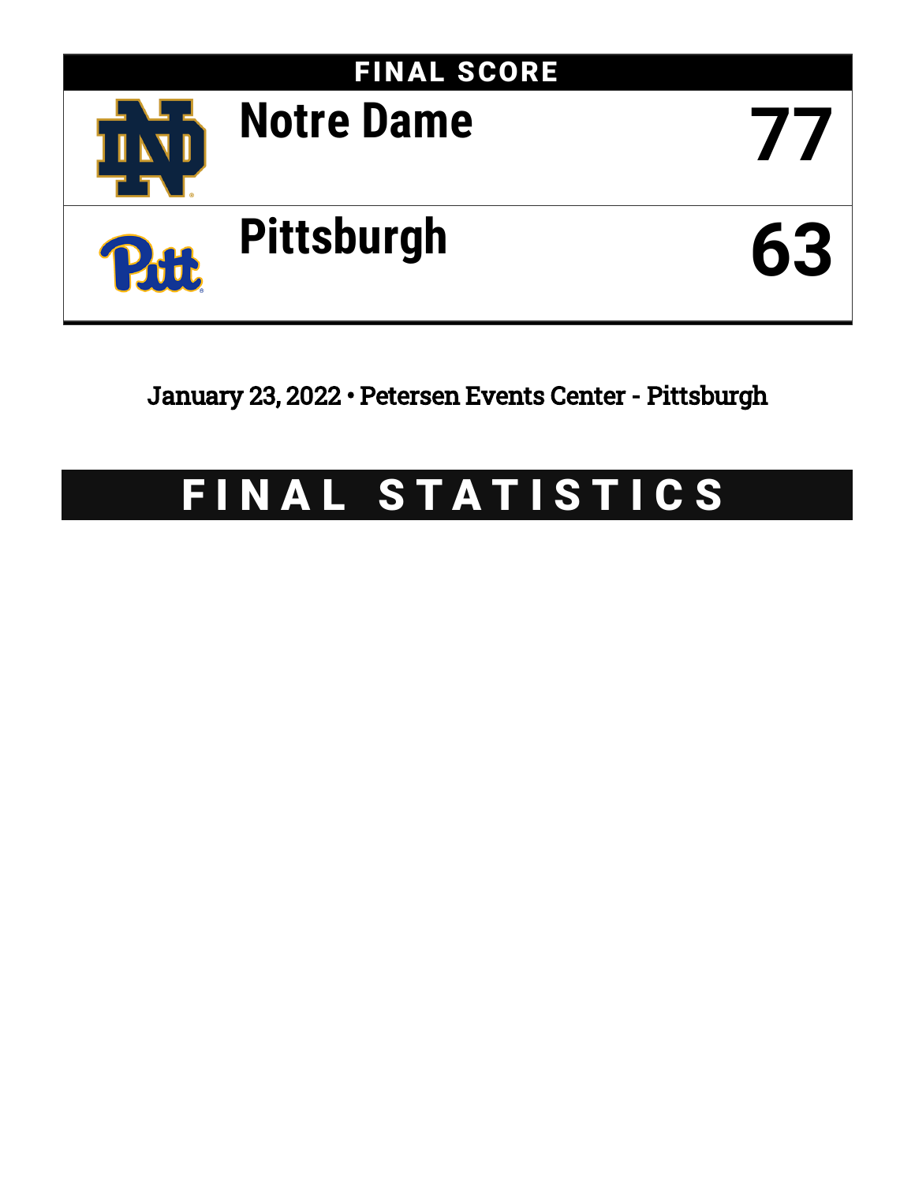## FINAL SCORE

| Team | Score |
| --- | --- |
| Notre Dame | 77 |
| Pittsburgh | 63 |

January 23, 2022 • Petersen Events Center - Pittsburgh

# FINAL STATISTICS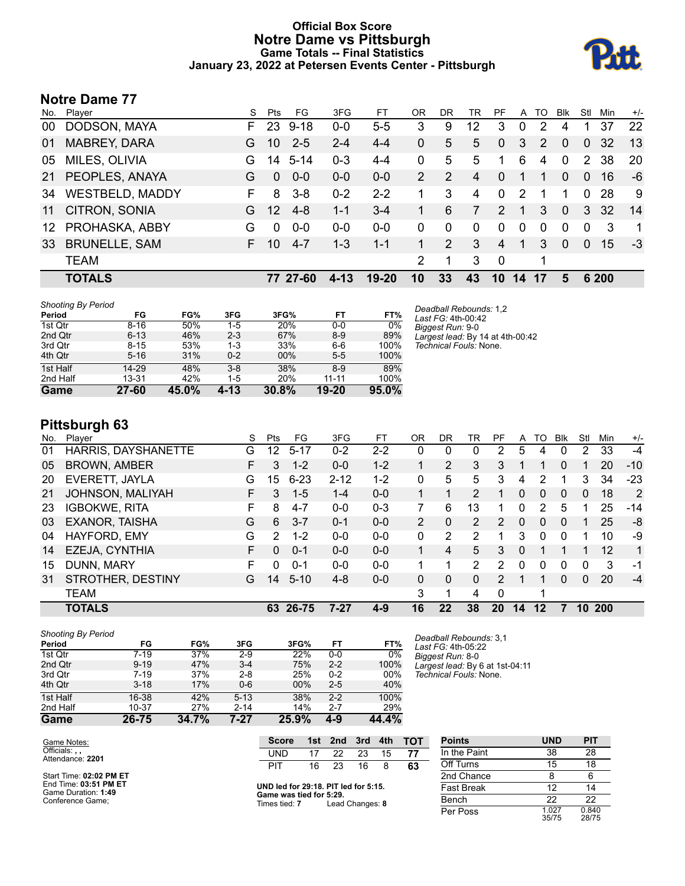# Official Box Score
# Notre Dame vs Pittsburgh
## Game Totals -- Final Statistics
### January 23, 2022 at Petersen Events Center - Pittsburgh

## Notre Dame 77

| No. | Player | S | Pts | FG | 3FG | FT | OR | DR | TR | PF | A | TO | Blk | Stl | Min | +/- |
|---|---|---|---|---|---|---|---|---|---|---|---|---|---|---|---|---|
| 00 | DODSON, MAYA | F | 23 | 9-18 | 0-0 | 5-5 | 3 | 9 | 12 | 3 | 0 | 2 | 4 | 1 | 37 | 22 |
| 01 | MABREY, DARA | G | 10 | 2-5 | 2-4 | 4-4 | 0 | 5 | 5 | 0 | 3 | 2 | 0 | 0 | 32 | 13 |
| 05 | MILES, OLIVIA | G | 14 | 5-14 | 0-3 | 4-4 | 0 | 5 | 5 | 1 | 6 | 4 | 0 | 2 | 38 | 20 |
| 21 | PEOPLES, ANAYA | G | 0 | 0-0 | 0-0 | 0-0 | 2 | 2 | 4 | 0 | 1 | 1 | 0 | 0 | 16 | -6 |
| 34 | WESTBELD, MADDY | F | 8 | 3-8 | 0-2 | 2-2 | 1 | 3 | 4 | 0 | 2 | 1 | 1 | 0 | 28 | 9 |
| 11 | CITRON, SONIA | G | 12 | 4-8 | 1-1 | 3-4 | 1 | 6 | 7 | 2 | 1 | 3 | 0 | 3 | 32 | 14 |
| 12 | PROHASKA, ABBY | G | 0 | 0-0 | 0-0 | 0-0 | 0 | 0 | 0 | 0 | 0 | 0 | 0 | 0 | 3 | 1 |
| 33 | BRUNELLE, SAM | F | 10 | 4-7 | 1-3 | 1-1 | 1 | 2 | 3 | 4 | 1 | 3 | 0 | 0 | 15 | -3 |
| | TEAM | | | | | | 2 | 1 | 3 | 0 | | 1 | | | | |
| | **TOTALS** | | **77** | **27-60** | **4-13** | **19-20** | **10** | **33** | **43** | **10** | **14** | **17** | **5** | **6** | **200** | |

*Shooting By Period*

| Period | FG | FG% | 3FG | 3FG% | FT | FT% |
|---|---|---|---|---|---|---|
| 1st Qtr | 8-16 | 50% | 1-5 | 20% | 0-0 | 0% |
| 2nd Qtr | 6-13 | 46% | 2-3 | 67% | 8-9 | 89% |
| 3rd Qtr | 8-15 | 53% | 1-3 | 33% | 6-6 | 100% |
| 4th Qtr | 5-16 | 31% | 0-2 | 00% | 5-5 | 100% |
| 1st Half | 14-29 | 48% | 3-8 | 38% | 8-9 | 89% |
| 2nd Half | 13-31 | 42% | 1-5 | 20% | 11-11 | 100% |
| **Game** | **27-60** | **45.0%** | **4-13** | **30.8%** | **19-20** | **95.0%** |

*Deadball Rebounds:* 1,2
*Last FG:* 4th-00:42
*Biggest Run:* 9-0
*Largest lead:* By 14 at 4th-00:42
*Technical Fouls:* None.

## Pittsburgh 63

| No. | Player | S | Pts | FG | 3FG | FT | OR | DR | TR | PF | A | TO | Blk | Stl | Min | +/- |
|---|---|---|---|---|---|---|---|---|---|---|---|---|---|---|---|---|
| 01 | HARRIS, DAYSHANETTE | G | 12 | 5-17 | 0-2 | 2-2 | 0 | 0 | 0 | 2 | 5 | 4 | 0 | 2 | 33 | -4 |
| 05 | BROWN, AMBER | F | 3 | 1-2 | 0-0 | 1-2 | 1 | 2 | 3 | 3 | 1 | 1 | 0 | 1 | 20 | -10 |
| 20 | EVERETT, JAYLA | G | 15 | 6-23 | 2-12 | 1-2 | 0 | 5 | 5 | 3 | 4 | 2 | 1 | 3 | 34 | -23 |
| 21 | JOHNSON, MALIYAH | F | 3 | 1-5 | 1-4 | 0-0 | 1 | 1 | 2 | 1 | 0 | 0 | 0 | 0 | 18 | 2 |
| 23 | IGBOKWE, RITA | F | 8 | 4-7 | 0-0 | 0-3 | 7 | 6 | 13 | 1 | 0 | 2 | 5 | 1 | 25 | -14 |
| 03 | EXANOR, TAISHA | G | 6 | 3-7 | 0-1 | 0-0 | 2 | 0 | 2 | 2 | 0 | 0 | 0 | 1 | 25 | -8 |
| 04 | HAYFORD, EMY | G | 2 | 1-2 | 0-0 | 0-0 | 0 | 2 | 2 | 1 | 3 | 0 | 0 | 1 | 10 | -9 |
| 14 | EZEJA, CYNTHIA | F | 0 | 0-1 | 0-0 | 0-0 | 1 | 4 | 5 | 3 | 0 | 1 | 1 | 1 | 12 | 1 |
| 15 | DUNN, MARY | F | 0 | 0-1 | 0-0 | 0-0 | 1 | 1 | 2 | 2 | 0 | 0 | 0 | 0 | 3 | -1 |
| 31 | STROTHER, DESTINY | G | 14 | 5-10 | 4-8 | 0-0 | 0 | 0 | 0 | 2 | 1 | 1 | 0 | 0 | 20 | -4 |
| | TEAM | | | | | | 3 | 1 | 4 | 0 | | 1 | | | | |
| | **TOTALS** | | **63** | **26-75** | **7-27** | **4-9** | **16** | **22** | **38** | **20** | **14** | **12** | **7** | **10** | **200** | |

*Shooting By Period*

| Period | FG | FG% | 3FG | 3FG% | FT | FT% |
|---|---|---|---|---|---|---|
| 1st Qtr | 7-19 | 37% | 2-9 | 22% | 0-0 | 0% |
| 2nd Qtr | 9-19 | 47% | 3-4 | 75% | 2-2 | 100% |
| 3rd Qtr | 7-19 | 37% | 2-8 | 25% | 0-2 | 00% |
| 4th Qtr | 3-18 | 17% | 0-6 | 00% | 2-5 | 40% |
| 1st Half | 16-38 | 42% | 5-13 | 38% | 2-2 | 100% |
| 2nd Half | 10-37 | 27% | 2-14 | 14% | 2-7 | 29% |
| **Game** | **26-75** | **34.7%** | **7-27** | **25.9%** | **4-9** | **44.4%** |

*Deadball Rebounds:* 3,1
*Last FG:* 4th-05:22
*Biggest Run:* 8-0
*Largest lead:* By 6 at 1st-04:11
*Technical Fouls:* None.

Game Notes:
Officials: , ,
Attendance: **2201**

Start Time: **02:02 PM ET**
End Time: **03:51 PM ET**
Game Duration: **1:49**
Conference Game;

| Score | 1st | 2nd | 3rd | 4th | TOT |
|---|---|---|---|---|---|
| UND | 17 | 22 | 23 | 15 | **77** |
| PIT | 16 | 23 | 16 | 8 | **63** |

**UND led for 29:18. PIT led for 5:15.**
**Game was tied for 5:29.**
Times tied: **7** Lead Changes: **8**

| Points | UND | PIT |
|---|---|---|
| In the Paint | 38 | 28 |
| Off Turns | 15 | 18 |
| 2nd Chance | 8 | 6 |
| Fast Break | 12 | 14 |
| Bench | 22 | 22 |
| Per Poss | 1.027 35/75 | 0.840 28/75 |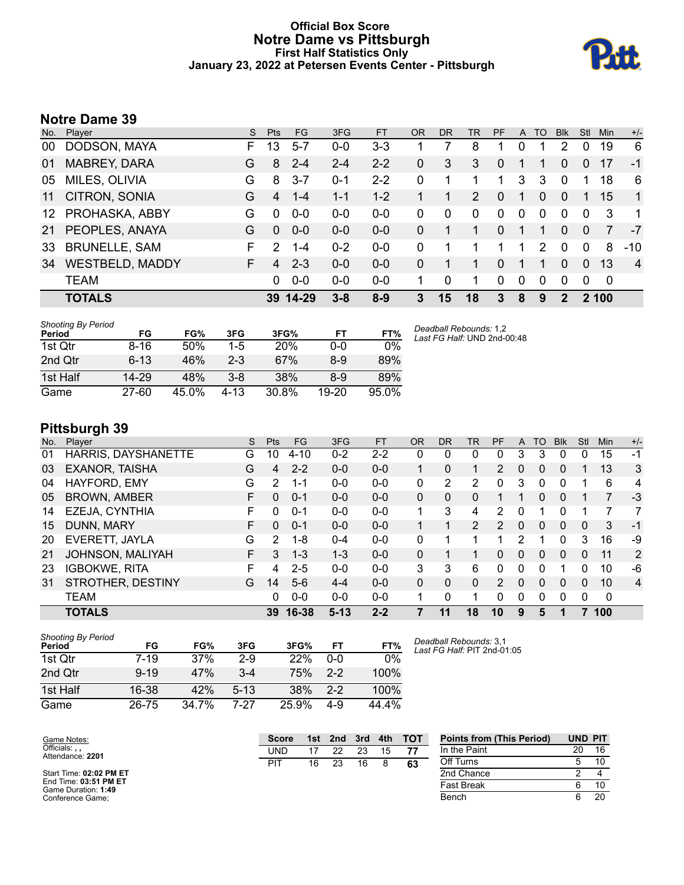# Official Box Score
## Notre Dame vs Pittsburgh
### First Half Statistics Only
### January 23, 2022 at Petersen Events Center - Pittsburgh

## Notre Dame 39

| No. | Player | S | Pts | FG | 3FG | FT | OR | DR | TR | PF | A | TO | Blk | Stl | Min | +/- |
|---|---|---|---|---|---|---|---|---|---|---|---|---|---|---|---|---|
| 00 | DODSON, MAYA | F | 13 | 5-7 | 0-0 | 3-3 | 1 | 7 | 8 | 1 | 0 | 1 | 2 | 0 | 19 | 6 |
| 01 | MABREY, DARA | G | 8 | 2-4 | 2-4 | 2-2 | 0 | 3 | 3 | 0 | 1 | 1 | 0 | 0 | 17 | -1 |
| 05 | MILES, OLIVIA | G | 8 | 3-7 | 0-1 | 2-2 | 0 | 1 | 1 | 1 | 3 | 3 | 0 | 1 | 18 | 6 |
| 11 | CITRON, SONIA | G | 4 | 1-4 | 1-1 | 1-2 | 1 | 1 | 2 | 0 | 1 | 0 | 0 | 1 | 15 | 1 |
| 12 | PROHASKA, ABBY | G | 0 | 0-0 | 0-0 | 0-0 | 0 | 0 | 0 | 0 | 0 | 0 | 0 | 0 | 3 | 1 |
| 21 | PEOPLES, ANAYA | G | 0 | 0-0 | 0-0 | 0-0 | 0 | 1 | 1 | 0 | 1 | 1 | 0 | 0 | 7 | -7 |
| 33 | BRUNELLE, SAM | F | 2 | 1-4 | 0-2 | 0-0 | 0 | 1 | 1 | 1 | 1 | 2 | 0 | 0 | 8 | -10 |
| 34 | WESTBELD, MADDY | F | 4 | 2-3 | 0-0 | 0-0 | 0 | 1 | 1 | 0 | 1 | 1 | 0 | 0 | 13 | 4 |
| | TEAM | | 0 | 0-0 | 0-0 | 0-0 | 1 | 0 | 1 | 0 | 0 | 0 | 0 | 0 | 0 | |
| | **TOTALS** | | **39** | **14-29** | **3-8** | **8-9** | **3** | **15** | **18** | **3** | **8** | **9** | **2** | **2** | **100** | |

| Shooting By Period Period | FG | FG% | 3FG | 3FG% | FT | FT% |
|---|---|---|---|---|---|---|
| 1st Qtr | 8-16 | 50% | 1-5 | 20% | 0-0 | 0% |
| 2nd Qtr | 6-13 | 46% | 2-3 | 67% | 8-9 | 89% |
| 1st Half | 14-29 | 48% | 3-8 | 38% | 8-9 | 89% |
| Game | 27-60 | 45.0% | 4-13 | 30.8% | 19-20 | 95.0% |

*Deadball Rebounds:* 1,2
*Last FG Half:* UND 2nd-00:48

## Pittsburgh 39

| No. | Player | S | Pts | FG | 3FG | FT | OR | DR | TR | PF | A | TO | Blk | Stl | Min | +/- |
|---|---|---|---|---|---|---|---|---|---|---|---|---|---|---|---|---|
| 01 | HARRIS, DAYSHANETTE | G | 10 | 4-10 | 0-2 | 2-2 | 0 | 0 | 0 | 0 | 3 | 3 | 0 | 0 | 15 | -1 |
| 03 | EXANOR, TAISHA | G | 4 | 2-2 | 0-0 | 0-0 | 1 | 0 | 1 | 2 | 0 | 0 | 0 | 1 | 13 | 3 |
| 04 | HAYFORD, EMY | G | 2 | 1-1 | 0-0 | 0-0 | 0 | 2 | 2 | 0 | 3 | 0 | 0 | 1 | 6 | 4 |
| 05 | BROWN, AMBER | F | 0 | 0-1 | 0-0 | 0-0 | 0 | 0 | 0 | 1 | 1 | 0 | 0 | 1 | 7 | -3 |
| 14 | EZEJA, CYNTHIA | F | 0 | 0-1 | 0-0 | 0-0 | 1 | 3 | 4 | 2 | 0 | 1 | 0 | 1 | 7 | 7 |
| 15 | DUNN, MARY | F | 0 | 0-1 | 0-0 | 0-0 | 1 | 1 | 2 | 2 | 0 | 0 | 0 | 0 | 3 | -1 |
| 20 | EVERETT, JAYLA | G | 2 | 1-8 | 0-4 | 0-0 | 0 | 1 | 1 | 1 | 2 | 1 | 0 | 3 | 16 | -9 |
| 21 | JOHNSON, MALIYAH | F | 3 | 1-3 | 1-3 | 0-0 | 0 | 1 | 1 | 0 | 0 | 0 | 0 | 0 | 11 | 2 |
| 23 | IGBOKWE, RITA | F | 4 | 2-5 | 0-0 | 0-0 | 3 | 3 | 6 | 0 | 0 | 0 | 1 | 0 | 10 | -6 |
| 31 | STROTHER, DESTINY | G | 14 | 5-6 | 4-4 | 0-0 | 0 | 0 | 0 | 2 | 0 | 0 | 0 | 0 | 10 | 4 |
| | TEAM | | 0 | 0-0 | 0-0 | 0-0 | 1 | 0 | 1 | 0 | 0 | 0 | 0 | 0 | 0 | |
| | **TOTALS** | | **39** | **16-38** | **5-13** | **2-2** | **7** | **11** | **18** | **10** | **9** | **5** | **1** | **7** | **100** | |

| Shooting By Period Period | FG | FG% | 3FG | 3FG% | FT | FT% |
|---|---|---|---|---|---|---|
| 1st Qtr | 7-19 | 37% | 2-9 | 22% | 0-0 | 0% |
| 2nd Qtr | 9-19 | 47% | 3-4 | 75% | 2-2 | 100% |
| 1st Half | 16-38 | 42% | 5-13 | 38% | 2-2 | 100% |
| Game | 26-75 | 34.7% | 7-27 | 25.9% | 4-9 | 44.4% |

*Deadball Rebounds:* 3,1
*Last FG Half:* PIT 2nd-01:05

Game Notes:
Officials: , ,
Attendance: **2201**

Start Time: **02:02 PM ET**
End Time: **03:51 PM ET**
Game Duration: **1:49**
Conference Game;

| Score | 1st | 2nd | 3rd | 4th | TOT |
|---|---|---|---|---|---|
| UND | 17 | 22 | 23 | 15 | **77** |
| PIT | 16 | 23 | 16 | 8 | **63** |

| Points from (This Period) | UND | PIT |
|---|---|---|
| In the Paint | 20 | 16 |
| Off Turns | 5 | 10 |
| 2nd Chance | 2 | 4 |
| Fast Break | 6 | 10 |
| Bench | 6 | 20 |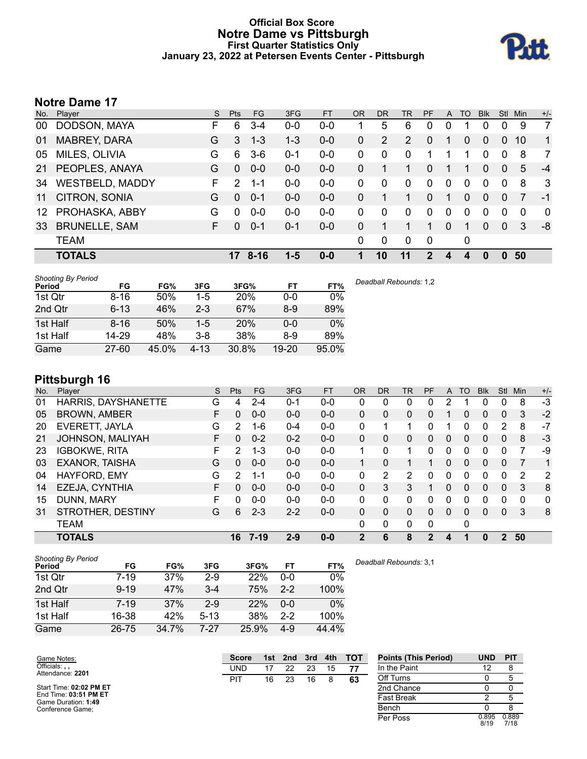# Official Box Score
## Notre Dame vs Pittsburgh
### First Quarter Statistics Only
### January 23, 2022 at Petersen Events Center - Pittsburgh

## Notre Dame 17

| No. | Player | S | Pts | FG | 3FG | FT | OR | DR | TR | PF | A | TO | Blk | Stl | Min | +/- |
|---|---|---|---|---|---|---|---|---|---|---|---|---|---|---|---|---|
| 00 | DODSON, MAYA | F | 6 | 3-4 | 0-0 | 0-0 | 1 | 5 | 6 | 0 | 0 | 1 | 0 | 0 | 9 | 7 |
| 01 | MABREY, DARA | G | 3 | 1-3 | 1-3 | 0-0 | 0 | 2 | 2 | 0 | 1 | 0 | 0 | 0 | 10 | 1 |
| 05 | MILES, OLIVIA | G | 6 | 3-6 | 0-1 | 0-0 | 0 | 0 | 0 | 1 | 1 | 1 | 0 | 0 | 8 | 7 |
| 21 | PEOPLES, ANAYA | G | 0 | 0-0 | 0-0 | 0-0 | 0 | 1 | 1 | 0 | 1 | 1 | 0 | 0 | 5 | -4 |
| 34 | WESTBELD, MADDY | F | 2 | 1-1 | 0-0 | 0-0 | 0 | 0 | 0 | 0 | 0 | 0 | 0 | 0 | 8 | 3 |
| 11 | CITRON, SONIA | G | 0 | 0-1 | 0-0 | 0-0 | 0 | 1 | 1 | 0 | 1 | 0 | 0 | 0 | 7 | -1 |
| 12 | PROHASKA, ABBY | G | 0 | 0-0 | 0-0 | 0-0 | 0 | 0 | 0 | 0 | 0 | 0 | 0 | 0 | 0 | 0 |
| 33 | BRUNELLE, SAM | F | 0 | 0-1 | 0-1 | 0-0 | 0 | 1 | 1 | 1 | 0 | 1 | 0 | 0 | 3 | -8 |
| | TEAM | | | | | | 0 | 0 | 0 | 0 | | 0 | | | | |
| | **TOTALS** | | **17** | **8-16** | **1-5** | **0-0** | **1** | **10** | **11** | **2** | **4** | **4** | **0** | **0** | **50** | |

| Shooting By Period Period | FG | FG% | 3FG | 3FG% | FT | FT% |
|---|---|---|---|---|---|---|
| 1st Qtr | 8-16 | 50% | 1-5 | 20% | 0-0 | 0% |
| 2nd Qtr | 6-13 | 46% | 2-3 | 67% | 8-9 | 89% |
| 1st Half | 8-16 | 50% | 1-5 | 20% | 0-0 | 0% |
| 1st Half | 14-29 | 48% | 3-8 | 38% | 8-9 | 89% |
| Game | 27-60 | 45.0% | 4-13 | 30.8% | 19-20 | 95.0% |

*Deadball Rebounds:* 1,2

## Pittsburgh 16

| No. | Player | S | Pts | FG | 3FG | FT | OR | DR | TR | PF | A | TO | Blk | Stl | Min | +/- |
|---|---|---|---|---|---|---|---|---|---|---|---|---|---|---|---|---|
| 01 | HARRIS, DAYSHANETTE | G | 4 | 2-4 | 0-1 | 0-0 | 0 | 0 | 0 | 0 | 2 | 1 | 0 | 0 | 8 | -3 |
| 05 | BROWN, AMBER | F | 0 | 0-0 | 0-0 | 0-0 | 0 | 0 | 0 | 0 | 1 | 0 | 0 | 0 | 3 | -2 |
| 20 | EVERETT, JAYLA | G | 2 | 1-6 | 0-4 | 0-0 | 0 | 1 | 1 | 0 | 1 | 0 | 0 | 2 | 8 | -7 |
| 21 | JOHNSON, MALIYAH | F | 0 | 0-2 | 0-2 | 0-0 | 0 | 0 | 0 | 0 | 0 | 0 | 0 | 0 | 8 | -3 |
| 23 | IGBOKWE, RITA | F | 2 | 1-3 | 0-0 | 0-0 | 1 | 0 | 1 | 0 | 0 | 0 | 0 | 0 | 7 | -9 |
| 03 | EXANOR, TAISHA | G | 0 | 0-0 | 0-0 | 0-0 | 1 | 0 | 1 | 1 | 0 | 0 | 0 | 0 | 7 | 1 |
| 04 | HAYFORD, EMY | G | 2 | 1-1 | 0-0 | 0-0 | 0 | 2 | 2 | 0 | 0 | 0 | 0 | 0 | 2 | 2 |
| 14 | EZEJA, CYNTHIA | F | 0 | 0-0 | 0-0 | 0-0 | 0 | 3 | 3 | 1 | 0 | 0 | 0 | 0 | 3 | 8 |
| 15 | DUNN, MARY | F | 0 | 0-0 | 0-0 | 0-0 | 0 | 0 | 0 | 0 | 0 | 0 | 0 | 0 | 0 | 0 |
| 31 | STROTHER, DESTINY | G | 6 | 2-3 | 2-2 | 0-0 | 0 | 0 | 0 | 0 | 0 | 0 | 0 | 0 | 3 | 8 |
| | TEAM | | | | | | 0 | 0 | 0 | 0 | | 0 | | | | |
| | **TOTALS** | | **16** | **7-19** | **2-9** | **0-0** | **2** | **6** | **8** | **2** | **4** | **1** | **0** | **2** | **50** | |

| Shooting By Period Period | FG | FG% | 3FG | 3FG% | FT | FT% |
|---|---|---|---|---|---|---|
| 1st Qtr | 7-19 | 37% | 2-9 | 22% | 0-0 | 0% |
| 2nd Qtr | 9-19 | 47% | 3-4 | 75% | 2-2 | 100% |
| 1st Half | 7-19 | 37% | 2-9 | 22% | 0-0 | 0% |
| 1st Half | 16-38 | 42% | 5-13 | 38% | 2-2 | 100% |
| Game | 26-75 | 34.7% | 7-27 | 25.9% | 4-9 | 44.4% |

*Deadball Rebounds:* 3,1

Game Notes:
Officials: , ,
Attendance: **2201**

Start Time: **02:02 PM ET**
End Time: **03:51 PM ET**
Game Duration: **1:49**
Conference Game;

| Score | 1st | 2nd | 3rd | 4th | TOT |
|---|---|---|---|---|---|
| UND | 17 | 22 | 23 | 15 | **77** |
| PIT | 16 | 23 | 16 | 8 | **63** |

| Points (This Period) | UND | PIT |
|---|---|---|
| In the Paint | 12 | 8 |
| Off Turns | 0 | 5 |
| 2nd Chance | 0 | 0 |
| Fast Break | 2 | 5 |
| Bench | 0 | 8 |
| Per Poss | 0.895 8/19 | 0.889 7/18 |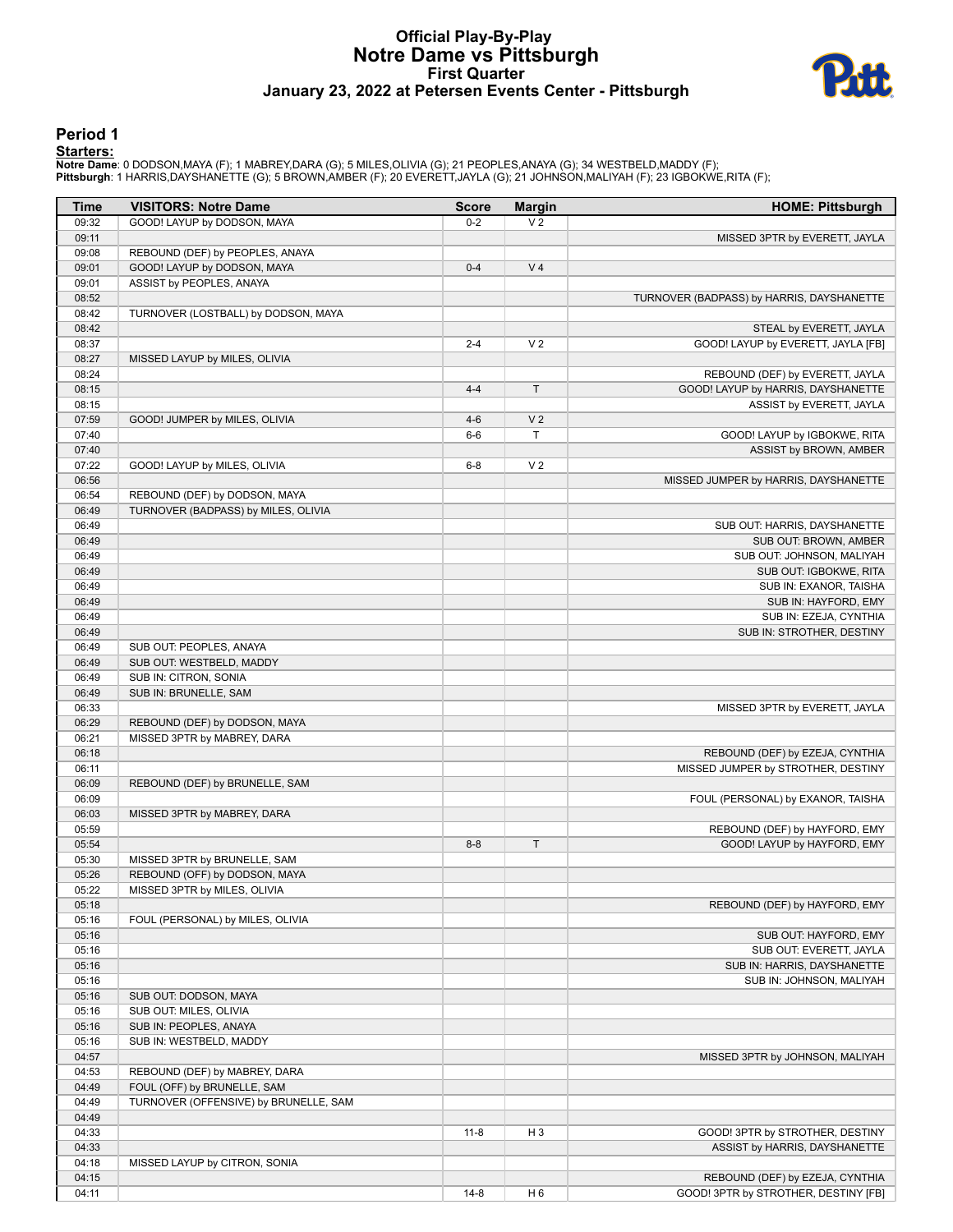# Official Play-By-Play
## Notre Dame vs Pittsburgh
### First Quarter
### January 23, 2022 at Petersen Events Center - Pittsburgh

## Period 1

**Starters:**

**Notre Dame**: 0 DODSON,MAYA (F); 1 MABREY,DARA (G); 5 MILES,OLIVIA (G); 21 PEOPLES,ANAYA (G); 34 WESTBELD,MADDY (F);
**Pittsburgh**: 1 HARRIS,DAYSHANETTE (G); 5 BROWN,AMBER (F); 20 EVERETT,JAYLA (G); 21 JOHNSON,MALIYAH (F); 23 IGBOKWE,RITA (F);

| Time | VISITORS: Notre Dame | Score | Margin | HOME: Pittsburgh |
|---|---|---|---|---|
| 09:32 | GOOD! LAYUP by DODSON, MAYA | 0-2 | V 2 | |
| 09:11 | | | | MISSED 3PTR by EVERETT, JAYLA |
| 09:08 | REBOUND (DEF) by PEOPLES, ANAYA | | | |
| 09:01 | GOOD! LAYUP by DODSON, MAYA | 0-4 | V 4 | |
| 09:01 | ASSIST by PEOPLES, ANAYA | | | |
| 08:52 | | | | TURNOVER (BADPASS) by HARRIS, DAYSHANETTE |
| 08:42 | TURNOVER (LOSTBALL) by DODSON, MAYA | | | |
| 08:42 | | | | STEAL by EVERETT, JAYLA |
| 08:37 | | 2-4 | V 2 | GOOD! LAYUP by EVERETT, JAYLA [FB] |
| 08:27 | MISSED LAYUP by MILES, OLIVIA | | | |
| 08:24 | | | | REBOUND (DEF) by EVERETT, JAYLA |
| 08:15 | | 4-4 | T | GOOD! LAYUP by HARRIS, DAYSHANETTE |
| 08:15 | | | | ASSIST by EVERETT, JAYLA |
| 07:59 | GOOD! JUMPER by MILES, OLIVIA | 4-6 | V 2 | |
| 07:40 | | 6-6 | T | GOOD! LAYUP by IGBOKWE, RITA |
| 07:40 | | | | ASSIST by BROWN, AMBER |
| 07:22 | GOOD! LAYUP by MILES, OLIVIA | 6-8 | V 2 | |
| 06:56 | | | | MISSED JUMPER by HARRIS, DAYSHANETTE |
| 06:54 | REBOUND (DEF) by DODSON, MAYA | | | |
| 06:49 | TURNOVER (BADPASS) by MILES, OLIVIA | | | |
| 06:49 | | | | SUB OUT: HARRIS, DAYSHANETTE |
| 06:49 | | | | SUB OUT: BROWN, AMBER |
| 06:49 | | | | SUB OUT: JOHNSON, MALIYAH |
| 06:49 | | | | SUB OUT: IGBOKWE, RITA |
| 06:49 | | | | SUB IN: EXANOR, TAISHA |
| 06:49 | | | | SUB IN: HAYFORD, EMY |
| 06:49 | | | | SUB IN: EZEJA, CYNTHIA |
| 06:49 | | | | SUB IN: STROTHER, DESTINY |
| 06:49 | SUB OUT: PEOPLES, ANAYA | | | |
| 06:49 | SUB OUT: WESTBELD, MADDY | | | |
| 06:49 | SUB IN: CITRON, SONIA | | | |
| 06:49 | SUB IN: BRUNELLE, SAM | | | |
| 06:33 | | | | MISSED 3PTR by EVERETT, JAYLA |
| 06:29 | REBOUND (DEF) by DODSON, MAYA | | | |
| 06:21 | MISSED 3PTR by MABREY, DARA | | | |
| 06:18 | | | | REBOUND (DEF) by EZEJA, CYNTHIA |
| 06:11 | | | | MISSED JUMPER by STROTHER, DESTINY |
| 06:09 | REBOUND (DEF) by BRUNELLE, SAM | | | |
| 06:09 | | | | FOUL (PERSONAL) by EXANOR, TAISHA |
| 06:03 | MISSED 3PTR by MABREY, DARA | | | |
| 05:59 | | | | REBOUND (DEF) by HAYFORD, EMY |
| 05:54 | | 8-8 | T | GOOD! LAYUP by HAYFORD, EMY |
| 05:30 | MISSED 3PTR by BRUNELLE, SAM | | | |
| 05:26 | REBOUND (OFF) by DODSON, MAYA | | | |
| 05:22 | MISSED 3PTR by MILES, OLIVIA | | | |
| 05:18 | | | | REBOUND (DEF) by HAYFORD, EMY |
| 05:16 | FOUL (PERSONAL) by MILES, OLIVIA | | | |
| 05:16 | | | | SUB OUT: HAYFORD, EMY |
| 05:16 | | | | SUB OUT: EVERETT, JAYLA |
| 05:16 | | | | SUB IN: HARRIS, DAYSHANETTE |
| 05:16 | | | | SUB IN: JOHNSON, MALIYAH |
| 05:16 | SUB OUT: DODSON, MAYA | | | |
| 05:16 | SUB OUT: MILES, OLIVIA | | | |
| 05:16 | SUB IN: PEOPLES, ANAYA | | | |
| 05:16 | SUB IN: WESTBELD, MADDY | | | |
| 04:57 | | | | MISSED 3PTR by JOHNSON, MALIYAH |
| 04:53 | REBOUND (DEF) by MABREY, DARA | | | |
| 04:49 | FOUL (OFF) by BRUNELLE, SAM | | | |
| 04:49 | TURNOVER (OFFENSIVE) by BRUNELLE, SAM | | | |
| 04:49 | | | | |
| 04:33 | | 11-8 | H 3 | GOOD! 3PTR by STROTHER, DESTINY |
| 04:33 | | | | ASSIST by HARRIS, DAYSHANETTE |
| 04:18 | MISSED LAYUP by CITRON, SONIA | | | |
| 04:15 | | | | REBOUND (DEF) by EZEJA, CYNTHIA |
| 04:11 | | 14-8 | H 6 | GOOD! 3PTR by STROTHER, DESTINY [FB] |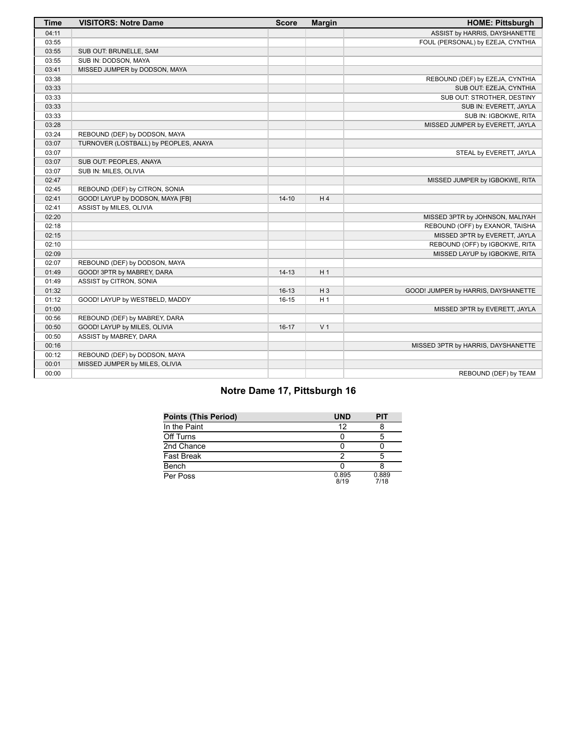| Time | VISITORS: Notre Dame | Score | Margin | HOME: Pittsburgh |
|---|---|---|---|---|
| 04:11 | | | | ASSIST by HARRIS, DAYSHANETTE |
| 03:55 | | | | FOUL (PERSONAL) by EZEJA, CYNTHIA |
| 03:55 | SUB OUT: BRUNELLE, SAM | | | |
| 03:55 | SUB IN: DODSON, MAYA | | | |
| 03:41 | MISSED JUMPER by DODSON, MAYA | | | |
| 03:38 | | | | REBOUND (DEF) by EZEJA, CYNTHIA |
| 03:33 | | | | SUB OUT: EZEJA, CYNTHIA |
| 03:33 | | | | SUB OUT: STROTHER, DESTINY |
| 03:33 | | | | SUB IN: EVERETT, JAYLA |
| 03:33 | | | | SUB IN: IGBOKWE, RITA |
| 03:28 | | | | MISSED JUMPER by EVERETT, JAYLA |
| 03:24 | REBOUND (DEF) by DODSON, MAYA | | | |
| 03:07 | TURNOVER (LOSTBALL) by PEOPLES, ANAYA | | | |
| 03:07 | | | | STEAL by EVERETT, JAYLA |
| 03:07 | SUB OUT: PEOPLES, ANAYA | | | |
| 03:07 | SUB IN: MILES, OLIVIA | | | |
| 02:47 | | | | MISSED JUMPER by IGBOKWE, RITA |
| 02:45 | REBOUND (DEF) by CITRON, SONIA | | | |
| 02:41 | GOOD! LAYUP by DODSON, MAYA [FB] | 14-10 | H 4 | |
| 02:41 | ASSIST by MILES, OLIVIA | | | |
| 02:20 | | | | MISSED 3PTR by JOHNSON, MALIYAH |
| 02:18 | | | | REBOUND (OFF) by EXANOR, TAISHA |
| 02:15 | | | | MISSED 3PTR by EVERETT, JAYLA |
| 02:10 | | | | REBOUND (OFF) by IGBOKWE, RITA |
| 02:09 | | | | MISSED LAYUP by IGBOKWE, RITA |
| 02:07 | REBOUND (DEF) by DODSON, MAYA | | | |
| 01:49 | GOOD! 3PTR by MABREY, DARA | 14-13 | H 1 | |
| 01:49 | ASSIST by CITRON, SONIA | | | |
| 01:32 | | 16-13 | H 3 | GOOD! JUMPER by HARRIS, DAYSHANETTE |
| 01:12 | GOOD! LAYUP by WESTBELD, MADDY | 16-15 | H 1 | |
| 01:00 | | | | MISSED 3PTR by EVERETT, JAYLA |
| 00:56 | REBOUND (DEF) by MABREY, DARA | | | |
| 00:50 | GOOD! LAYUP by MILES, OLIVIA | 16-17 | V 1 | |
| 00:50 | ASSIST by MABREY, DARA | | | |
| 00:16 | | | | MISSED 3PTR by HARRIS, DAYSHANETTE |
| 00:12 | REBOUND (DEF) by DODSON, MAYA | | | |
| 00:01 | MISSED JUMPER by MILES, OLIVIA | | | |
| 00:00 | | | | REBOUND (DEF) by TEAM |

## Notre Dame 17, Pittsburgh 16

| Points (This Period) | UND | PIT |
|---|---|---|
| In the Paint | 12 | 8 |
| Off Turns | 0 | 5 |
| 2nd Chance | 0 | 0 |
| Fast Break | 2 | 5 |
| Bench | 0 | 8 |
| Per Poss | 0.895<br>8/19 | 0.889<br>7/18 |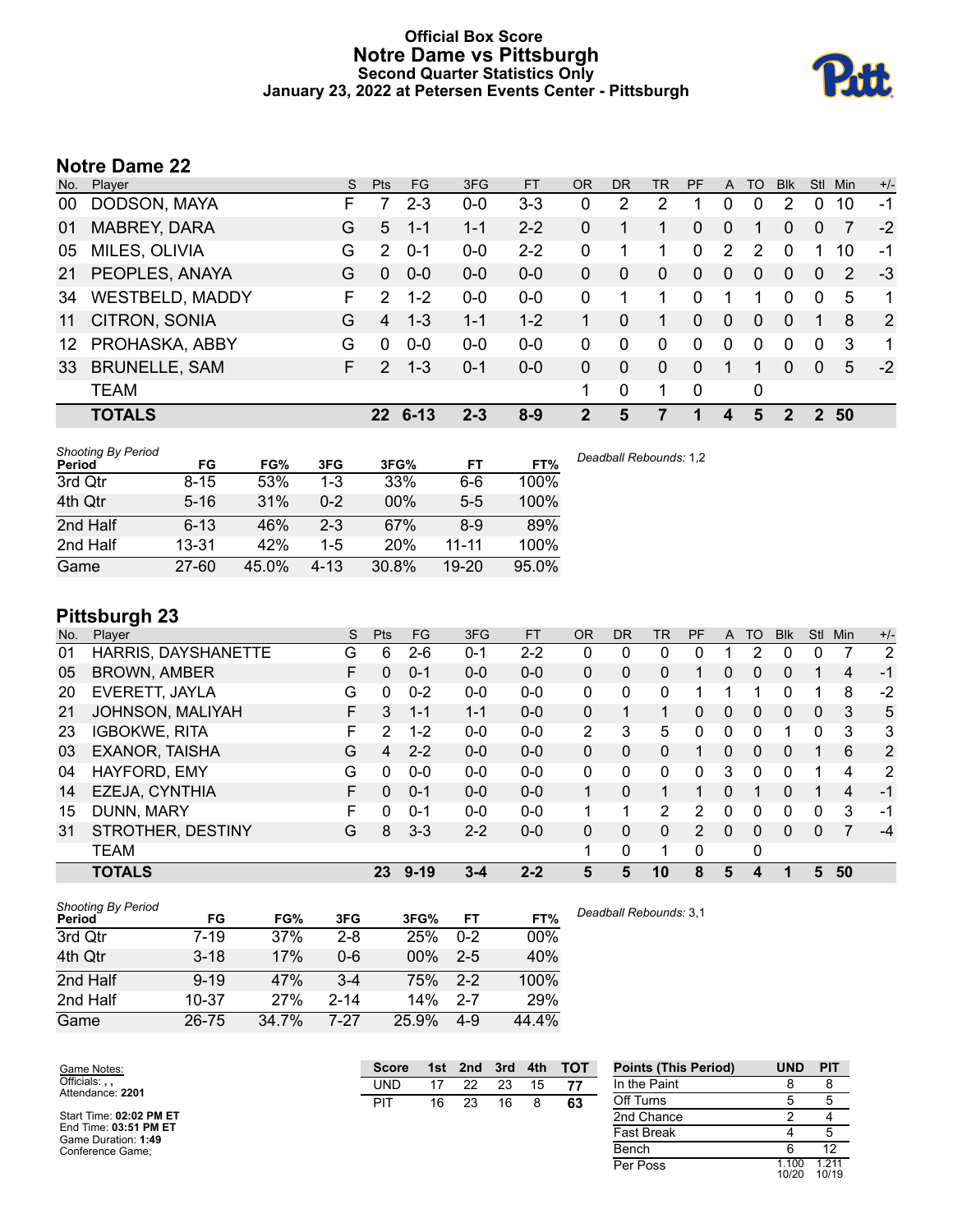# Official Box Score
## Notre Dame vs Pittsburgh
### Second Quarter Statistics Only
### January 23, 2022 at Petersen Events Center - Pittsburgh

## Notre Dame 22

| No. | Player | S | Pts | FG | 3FG | FT | OR | DR | TR | PF | A | TO | Blk | Stl | Min | +/- |
|---|---|---|---|---|---|---|---|---|---|---|---|---|---|---|---|---|
| 00 | DODSON, MAYA | F | 7 | 2-3 | 0-0 | 3-3 | 0 | 2 | 2 | 1 | 0 | 0 | 2 | 0 | 10 | -1 |
| 01 | MABREY, DARA | G | 5 | 1-1 | 1-1 | 2-2 | 0 | 1 | 1 | 0 | 0 | 1 | 0 | 0 | 7 | -2 |
| 05 | MILES, OLIVIA | G | 2 | 0-1 | 0-0 | 2-2 | 0 | 1 | 1 | 0 | 2 | 2 | 0 | 1 | 10 | -1 |
| 21 | PEOPLES, ANAYA | G | 0 | 0-0 | 0-0 | 0-0 | 0 | 0 | 0 | 0 | 0 | 0 | 0 | 0 | 2 | -3 |
| 34 | WESTBELD, MADDY | F | 2 | 1-2 | 0-0 | 0-0 | 0 | 1 | 1 | 0 | 1 | 1 | 0 | 0 | 5 | 1 |
| 11 | CITRON, SONIA | G | 4 | 1-3 | 1-1 | 1-2 | 1 | 0 | 1 | 0 | 0 | 0 | 0 | 1 | 8 | 2 |
| 12 | PROHASKA, ABBY | G | 0 | 0-0 | 0-0 | 0-0 | 0 | 0 | 0 | 0 | 0 | 0 | 0 | 0 | 3 | 1 |
| 33 | BRUNELLE, SAM | F | 2 | 1-3 | 0-1 | 0-0 | 0 | 0 | 0 | 0 | 1 | 1 | 0 | 0 | 5 | -2 |
| | TEAM | | | | | | 1 | 0 | 1 | 0 | | 0 | | | | |
| | **TOTALS** | | **22** | **6-13** | **2-3** | **8-9** | **2** | **5** | **7** | **1** | **4** | **5** | **2** | **2** | **50** | |

| Shooting By Period Period | FG | FG% | 3FG | 3FG% | FT | FT% |
|---|---|---|---|---|---|---|
| 3rd Qtr | 8-15 | 53% | 1-3 | 33% | 6-6 | 100% |
| 4th Qtr | 5-16 | 31% | 0-2 | 00% | 5-5 | 100% |
| 2nd Half | 6-13 | 46% | 2-3 | 67% | 8-9 | 89% |
| 2nd Half | 13-31 | 42% | 1-5 | 20% | 11-11 | 100% |
| Game | 27-60 | 45.0% | 4-13 | 30.8% | 19-20 | 95.0% |

*Deadball Rebounds:* 1,2

## Pittsburgh 23

| No. | Player | S | Pts | FG | 3FG | FT | OR | DR | TR | PF | A | TO | Blk | Stl | Min | +/- |
|---|---|---|---|---|---|---|---|---|---|---|---|---|---|---|---|---|
| 01 | HARRIS, DAYSHANETTE | G | 6 | 2-6 | 0-1 | 2-2 | 0 | 0 | 0 | 0 | 1 | 2 | 0 | 0 | 7 | 2 |
| 05 | BROWN, AMBER | F | 0 | 0-1 | 0-0 | 0-0 | 0 | 0 | 0 | 1 | 0 | 0 | 0 | 1 | 4 | -1 |
| 20 | EVERETT, JAYLA | G | 0 | 0-2 | 0-0 | 0-0 | 0 | 0 | 0 | 1 | 1 | 1 | 0 | 1 | 8 | -2 |
| 21 | JOHNSON, MALIYAH | F | 3 | 1-1 | 1-1 | 0-0 | 0 | 1 | 1 | 0 | 0 | 0 | 0 | 0 | 3 | 5 |
| 23 | IGBOKWE, RITA | F | 2 | 1-2 | 0-0 | 0-0 | 2 | 3 | 5 | 0 | 0 | 0 | 1 | 0 | 3 | 3 |
| 03 | EXANOR, TAISHA | G | 4 | 2-2 | 0-0 | 0-0 | 0 | 0 | 0 | 1 | 0 | 0 | 0 | 1 | 6 | 2 |
| 04 | HAYFORD, EMY | G | 0 | 0-0 | 0-0 | 0-0 | 0 | 0 | 0 | 0 | 3 | 0 | 0 | 1 | 4 | 2 |
| 14 | EZEJA, CYNTHIA | F | 0 | 0-1 | 0-0 | 0-0 | 1 | 0 | 1 | 1 | 0 | 1 | 0 | 1 | 4 | -1 |
| 15 | DUNN, MARY | F | 0 | 0-1 | 0-0 | 0-0 | 1 | 1 | 2 | 2 | 0 | 0 | 0 | 0 | 3 | -1 |
| 31 | STROTHER, DESTINY | G | 8 | 3-3 | 2-2 | 0-0 | 0 | 0 | 0 | 2 | 0 | 0 | 0 | 0 | 7 | -4 |
| | TEAM | | | | | | 1 | 0 | 1 | 0 | | 0 | | | | |
| | **TOTALS** | | **23** | **9-19** | **3-4** | **2-2** | **5** | **5** | **10** | **8** | **5** | **4** | **1** | **5** | **50** | |

| Shooting By Period Period | FG | FG% | 3FG | 3FG% | FT | FT% |
|---|---|---|---|---|---|---|
| 3rd Qtr | 7-19 | 37% | 2-8 | 25% | 0-2 | 00% |
| 4th Qtr | 3-18 | 17% | 0-6 | 00% | 2-5 | 40% |
| 2nd Half | 9-19 | 47% | 3-4 | 75% | 2-2 | 100% |
| 2nd Half | 10-37 | 27% | 2-14 | 14% | 2-7 | 29% |
| Game | 26-75 | 34.7% | 7-27 | 25.9% | 4-9 | 44.4% |

*Deadball Rebounds:* 3,1

Game Notes:
Officials: , ,
Attendance: **2201**

Start Time: **02:02 PM ET**
End Time: **03:51 PM ET**
Game Duration: **1:49**
Conference Game;

| Score | 1st | 2nd | 3rd | 4th | TOT |
|---|---|---|---|---|---|
| UND | 17 | 22 | 23 | 15 | 77 |
| PIT | 16 | 23 | 16 | 8 | 63 |

| Points (This Period) | UND | PIT |
|---|---|---|
| In the Paint | 8 | 8 |
| Off Turns | 5 | 5 |
| 2nd Chance | 2 | 4 |
| Fast Break | 4 | 5 |
| Bench | 6 | 12 |
| Per Poss | 1.100 10/20 | 1.211 10/19 |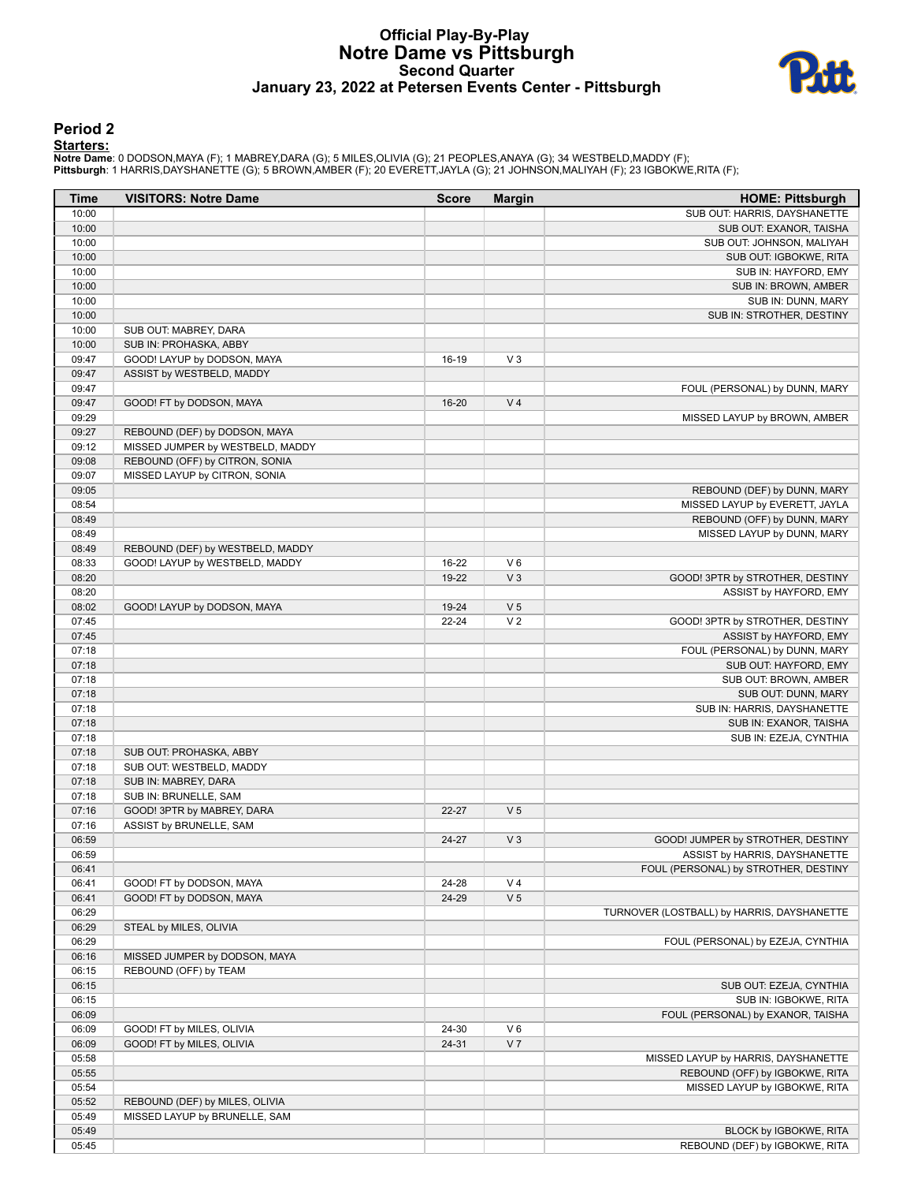# Official Play-By-Play
## Notre Dame vs Pittsburgh
### Second Quarter
### January 23, 2022 at Petersen Events Center - Pittsburgh

## Period 2

**Starters:**

**Notre Dame**: 0 DODSON,MAYA (F); 1 MABREY,DARA (G); 5 MILES,OLIVIA (G); 21 PEOPLES,ANAYA (G); 34 WESTBELD,MADDY (F);
**Pittsburgh**: 1 HARRIS,DAYSHANETTE (G); 5 BROWN,AMBER (F); 20 EVERETT,JAYLA (G); 21 JOHNSON,MALIYAH (F); 23 IGBOKWE,RITA (F);

| Time | VISITORS: Notre Dame | Score | Margin | HOME: Pittsburgh |
|---|---|---|---|---|
| 10:00 | | | | SUB OUT: HARRIS, DAYSHANETTE |
| 10:00 | | | | SUB OUT: EXANOR, TAISHA |
| 10:00 | | | | SUB OUT: JOHNSON, MALIYAH |
| 10:00 | | | | SUB OUT: IGBOKWE, RITA |
| 10:00 | | | | SUB IN: HAYFORD, EMY |
| 10:00 | | | | SUB IN: BROWN, AMBER |
| 10:00 | | | | SUB IN: DUNN, MARY |
| 10:00 | | | | SUB IN: STROTHER, DESTINY |
| 10:00 | SUB OUT: MABREY, DARA | | | |
| 10:00 | SUB IN: PROHASKA, ABBY | | | |
| 09:47 | GOOD! LAYUP by DODSON, MAYA | 16-19 | V 3 | |
| 09:47 | ASSIST by WESTBELD, MADDY | | | |
| 09:47 | | | | FOUL (PERSONAL) by DUNN, MARY |
| 09:47 | GOOD! FT by DODSON, MAYA | 16-20 | V 4 | |
| 09:29 | | | | MISSED LAYUP by BROWN, AMBER |
| 09:27 | REBOUND (DEF) by DODSON, MAYA | | | |
| 09:12 | MISSED JUMPER by WESTBELD, MADDY | | | |
| 09:08 | REBOUND (OFF) by CITRON, SONIA | | | |
| 09:07 | MISSED LAYUP by CITRON, SONIA | | | |
| 09:05 | | | | REBOUND (DEF) by DUNN, MARY |
| 08:54 | | | | MISSED LAYUP by EVERETT, JAYLA |
| 08:49 | | | | REBOUND (OFF) by DUNN, MARY |
| 08:49 | | | | MISSED LAYUP by DUNN, MARY |
| 08:49 | REBOUND (DEF) by WESTBELD, MADDY | | | |
| 08:33 | GOOD! LAYUP by WESTBELD, MADDY | 16-22 | V 6 | |
| 08:20 | | 19-22 | V 3 | GOOD! 3PTR by STROTHER, DESTINY |
| 08:20 | | | | ASSIST by HAYFORD, EMY |
| 08:02 | GOOD! LAYUP by DODSON, MAYA | 19-24 | V 5 | |
| 07:45 | | 22-24 | V 2 | GOOD! 3PTR by STROTHER, DESTINY |
| 07:45 | | | | ASSIST by HAYFORD, EMY |
| 07:18 | | | | FOUL (PERSONAL) by DUNN, MARY |
| 07:18 | | | | SUB OUT: HAYFORD, EMY |
| 07:18 | | | | SUB OUT: BROWN, AMBER |
| 07:18 | | | | SUB OUT: DUNN, MARY |
| 07:18 | | | | SUB IN: HARRIS, DAYSHANETTE |
| 07:18 | | | | SUB IN: EXANOR, TAISHA |
| 07:18 | | | | SUB IN: EZEJA, CYNTHIA |
| 07:18 | SUB OUT: PROHASKA, ABBY | | | |
| 07:18 | SUB OUT: WESTBELD, MADDY | | | |
| 07:18 | SUB IN: MABREY, DARA | | | |
| 07:18 | SUB IN: BRUNELLE, SAM | | | |
| 07:16 | GOOD! 3PTR by MABREY, DARA | 22-27 | V 5 | |
| 07:16 | ASSIST by BRUNELLE, SAM | | | |
| 06:59 | | 24-27 | V 3 | GOOD! JUMPER by STROTHER, DESTINY |
| 06:59 | | | | ASSIST by HARRIS, DAYSHANETTE |
| 06:41 | | | | FOUL (PERSONAL) by STROTHER, DESTINY |
| 06:41 | GOOD! FT by DODSON, MAYA | 24-28 | V 4 | |
| 06:41 | GOOD! FT by DODSON, MAYA | 24-29 | V 5 | |
| 06:29 | | | | TURNOVER (LOSTBALL) by HARRIS, DAYSHANETTE |
| 06:29 | STEAL by MILES, OLIVIA | | | |
| 06:29 | | | | FOUL (PERSONAL) by EZEJA, CYNTHIA |
| 06:16 | MISSED JUMPER by DODSON, MAYA | | | |
| 06:15 | REBOUND (OFF) by TEAM | | | |
| 06:15 | | | | SUB OUT: EZEJA, CYNTHIA |
| 06:15 | | | | SUB IN: IGBOKWE, RITA |
| 06:09 | | | | FOUL (PERSONAL) by EXANOR, TAISHA |
| 06:09 | GOOD! FT by MILES, OLIVIA | 24-30 | V 6 | |
| 06:09 | GOOD! FT by MILES, OLIVIA | 24-31 | V 7 | |
| 05:58 | | | | MISSED LAYUP by HARRIS, DAYSHANETTE |
| 05:55 | | | | REBOUND (OFF) by IGBOKWE, RITA |
| 05:54 | | | | MISSED LAYUP by IGBOKWE, RITA |
| 05:52 | REBOUND (DEF) by MILES, OLIVIA | | | |
| 05:49 | MISSED LAYUP by BRUNELLE, SAM | | | |
| 05:49 | | | | BLOCK by IGBOKWE, RITA |
| 05:45 | | | | REBOUND (DEF) by IGBOKWE, RITA |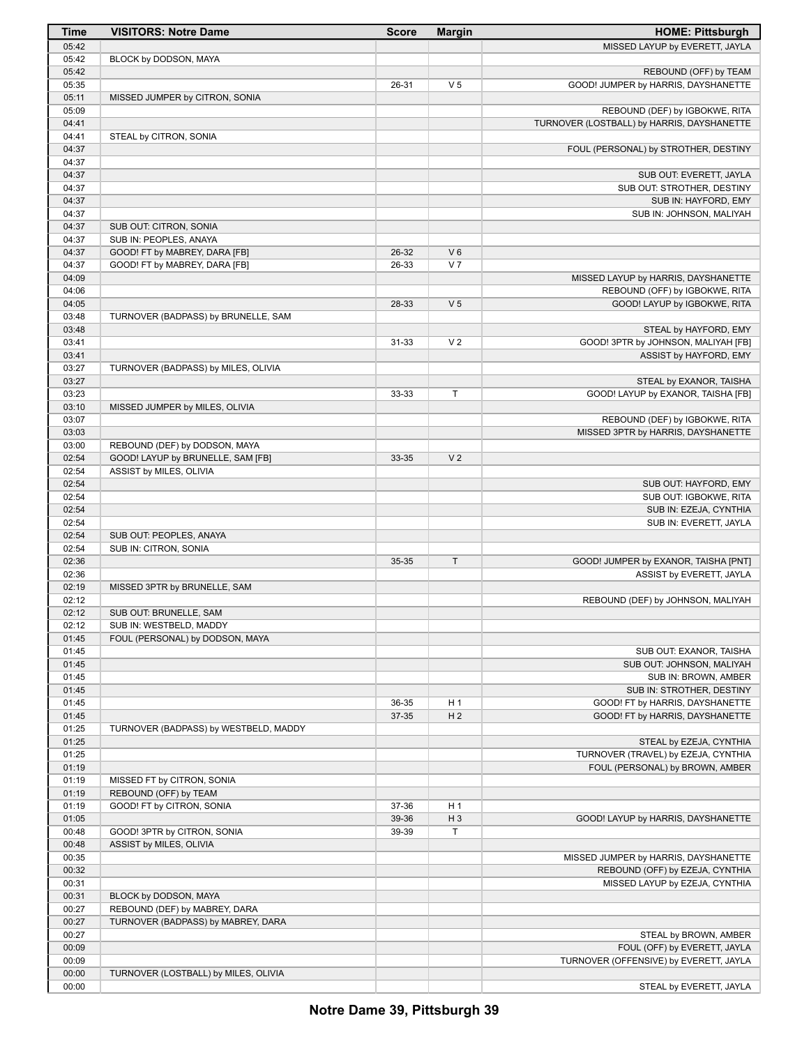| Time | VISITORS: Notre Dame | Score | Margin | HOME: Pittsburgh |
|---|---|---|---|---|
| 05:42 | | | | MISSED LAYUP by EVERETT, JAYLA |
| 05:42 | BLOCK by DODSON, MAYA | | | |
| 05:42 | | | | REBOUND (OFF) by TEAM |
| 05:35 | | 26-31 | V 5 | GOOD! JUMPER by HARRIS, DAYSHANETTE |
| 05:11 | MISSED JUMPER by CITRON, SONIA | | | |
| 05:09 | | | | REBOUND (DEF) by IGBOKWE, RITA |
| 04:41 | | | | TURNOVER (LOSTBALL) by HARRIS, DAYSHANETTE |
| 04:41 | STEAL by CITRON, SONIA | | | |
| 04:37 | | | | FOUL (PERSONAL) by STROTHER, DESTINY |
| 04:37 | | | | |
| 04:37 | | | | SUB OUT: EVERETT, JAYLA |
| 04:37 | | | | SUB OUT: STROTHER, DESTINY |
| 04:37 | | | | SUB IN: HAYFORD, EMY |
| 04:37 | | | | SUB IN: JOHNSON, MALIYAH |
| 04:37 | SUB OUT: CITRON, SONIA | | | |
| 04:37 | SUB IN: PEOPLES, ANAYA | | | |
| 04:37 | GOOD! FT by MABREY, DARA [FB] | 26-32 | V 6 | |
| 04:37 | GOOD! FT by MABREY, DARA [FB] | 26-33 | V 7 | |
| 04:09 | | | | MISSED LAYUP by HARRIS, DAYSHANETTE |
| 04:06 | | | | REBOUND (OFF) by IGBOKWE, RITA |
| 04:05 | | 28-33 | V 5 | GOOD! LAYUP by IGBOKWE, RITA |
| 03:48 | TURNOVER (BADPASS) by BRUNELLE, SAM | | | |
| 03:48 | | | | STEAL by HAYFORD, EMY |
| 03:41 | | 31-33 | V 2 | GOOD! 3PTR by JOHNSON, MALIYAH [FB] |
| 03:41 | | | | ASSIST by HAYFORD, EMY |
| 03:27 | TURNOVER (BADPASS) by MILES, OLIVIA | | | |
| 03:27 | | | | STEAL by EXANOR, TAISHA |
| 03:23 | | 33-33 | T | GOOD! LAYUP by EXANOR, TAISHA [FB] |
| 03:10 | MISSED JUMPER by MILES, OLIVIA | | | |
| 03:07 | | | | REBOUND (DEF) by IGBOKWE, RITA |
| 03:03 | | | | MISSED 3PTR by HARRIS, DAYSHANETTE |
| 03:00 | REBOUND (DEF) by DODSON, MAYA | | | |
| 02:54 | GOOD! LAYUP by BRUNELLE, SAM [FB] | 33-35 | V 2 | |
| 02:54 | ASSIST by MILES, OLIVIA | | | |
| 02:54 | | | | SUB OUT: HAYFORD, EMY |
| 02:54 | | | | SUB OUT: IGBOKWE, RITA |
| 02:54 | | | | SUB IN: EZEJA, CYNTHIA |
| 02:54 | | | | SUB IN: EVERETT, JAYLA |
| 02:54 | SUB OUT: PEOPLES, ANAYA | | | |
| 02:54 | SUB IN: CITRON, SONIA | | | |
| 02:36 | | 35-35 | T | GOOD! JUMPER by EXANOR, TAISHA [PNT] |
| 02:36 | | | | ASSIST by EVERETT, JAYLA |
| 02:19 | MISSED 3PTR by BRUNELLE, SAM | | | |
| 02:12 | | | | REBOUND (DEF) by JOHNSON, MALIYAH |
| 02:12 | SUB OUT: BRUNELLE, SAM | | | |
| 02:12 | SUB IN: WESTBELD, MADDY | | | |
| 01:45 | FOUL (PERSONAL) by DODSON, MAYA | | | |
| 01:45 | | | | SUB OUT: EXANOR, TAISHA |
| 01:45 | | | | SUB OUT: JOHNSON, MALIYAH |
| 01:45 | | | | SUB IN: BROWN, AMBER |
| 01:45 | | | | SUB IN: STROTHER, DESTINY |
| 01:45 | | 36-35 | H 1 | GOOD! FT by HARRIS, DAYSHANETTE |
| 01:45 | | 37-35 | H 2 | GOOD! FT by HARRIS, DAYSHANETTE |
| 01:25 | TURNOVER (BADPASS) by WESTBELD, MADDY | | | |
| 01:25 | | | | STEAL by EZEJA, CYNTHIA |
| 01:25 | | | | TURNOVER (TRAVEL) by EZEJA, CYNTHIA |
| 01:19 | | | | FOUL (PERSONAL) by BROWN, AMBER |
| 01:19 | MISSED FT by CITRON, SONIA | | | |
| 01:19 | REBOUND (OFF) by TEAM | | | |
| 01:19 | GOOD! FT by CITRON, SONIA | 37-36 | H 1 | |
| 01:05 | | 39-36 | H 3 | GOOD! LAYUP by HARRIS, DAYSHANETTE |
| 00:48 | GOOD! 3PTR by CITRON, SONIA | 39-39 | T | |
| 00:48 | ASSIST by MILES, OLIVIA | | | |
| 00:35 | | | | MISSED JUMPER by HARRIS, DAYSHANETTE |
| 00:32 | | | | REBOUND (OFF) by EZEJA, CYNTHIA |
| 00:31 | | | | MISSED LAYUP by EZEJA, CYNTHIA |
| 00:31 | BLOCK by DODSON, MAYA | | | |
| 00:27 | REBOUND (DEF) by MABREY, DARA | | | |
| 00:27 | TURNOVER (BADPASS) by MABREY, DARA | | | |
| 00:27 | | | | STEAL by BROWN, AMBER |
| 00:09 | | | | FOUL (OFF) by EVERETT, JAYLA |
| 00:09 | | | | TURNOVER (OFFENSIVE) by EVERETT, JAYLA |
| 00:00 | TURNOVER (LOSTBALL) by MILES, OLIVIA | | | |
| 00:00 | | | | STEAL by EVERETT, JAYLA |

**Notre Dame 39, Pittsburgh 39**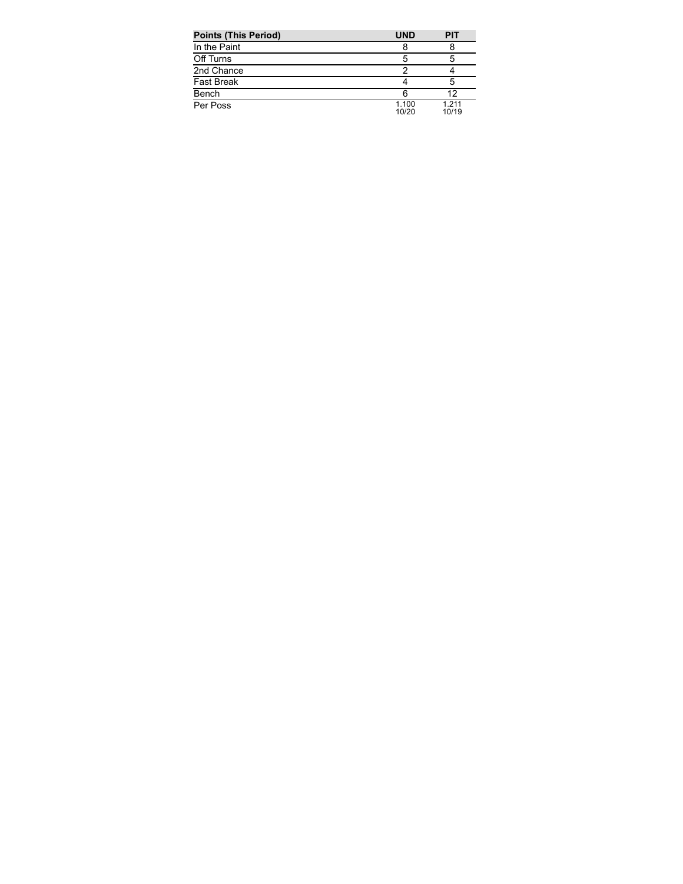| Points (This Period) | UND | PIT |
| --- | --- | --- |
| In the Paint | 8 | 8 |
| Off Turns | 5 | 5 |
| 2nd Chance | 2 | 4 |
| Fast Break | 4 | 5 |
| Bench | 6 | 12 |
| Per Poss | 1.100 10/20 | 1.211 10/19 |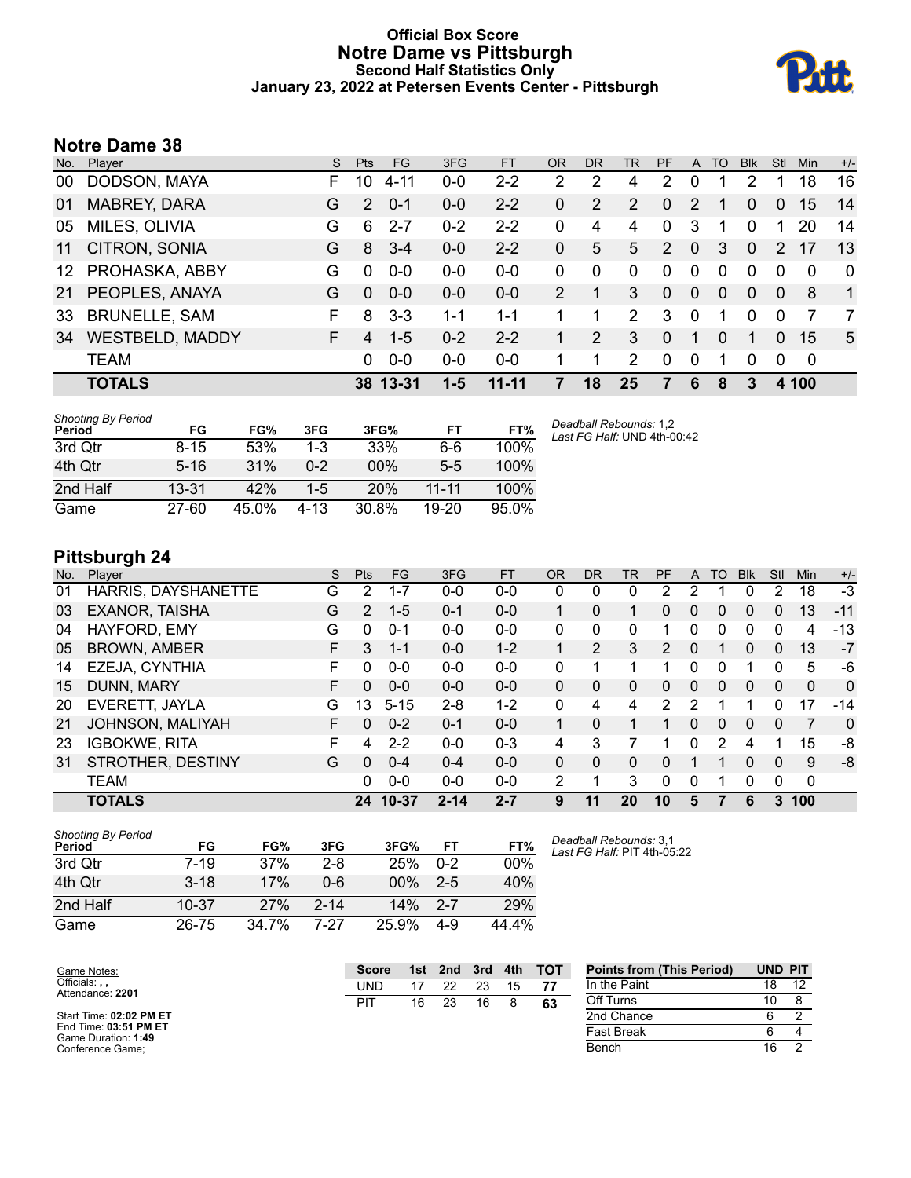# Official Box Score
## Notre Dame vs Pittsburgh
### Second Half Statistics Only
### January 23, 2022 at Petersen Events Center - Pittsburgh

## Notre Dame 38

| No. | Player | S | Pts | FG | 3FG | FT | OR | DR | TR | PF | A | TO | Blk | Stl | Min | +/- |
|---|---|---|---|---|---|---|---|---|---|---|---|---|---|---|---|---|
| 00 | DODSON, MAYA | F | 10 | 4-11 | 0-0 | 2-2 | 2 | 2 | 4 | 2 | 0 | 1 | 2 | 1 | 18 | 16 |
| 01 | MABREY, DARA | G | 2 | 0-1 | 0-0 | 2-2 | 0 | 2 | 2 | 0 | 2 | 1 | 0 | 0 | 15 | 14 |
| 05 | MILES, OLIVIA | G | 6 | 2-7 | 0-2 | 2-2 | 0 | 4 | 4 | 0 | 3 | 1 | 0 | 1 | 20 | 14 |
| 11 | CITRON, SONIA | G | 8 | 3-4 | 0-0 | 2-2 | 0 | 5 | 5 | 2 | 0 | 3 | 0 | 2 | 17 | 13 |
| 12 | PROHASKA, ABBY | G | 0 | 0-0 | 0-0 | 0-0 | 0 | 0 | 0 | 0 | 0 | 0 | 0 | 0 | 0 | 0 |
| 21 | PEOPLES, ANAYA | G | 0 | 0-0 | 0-0 | 0-0 | 2 | 1 | 3 | 0 | 0 | 0 | 0 | 0 | 8 | 1 |
| 33 | BRUNELLE, SAM | F | 8 | 3-3 | 1-1 | 1-1 | 1 | 1 | 2 | 3 | 0 | 1 | 0 | 0 | 7 | 7 |
| 34 | WESTBELD, MADDY | F | 4 | 1-5 | 0-2 | 2-2 | 1 | 2 | 3 | 0 | 1 | 0 | 1 | 0 | 15 | 5 |
| | TEAM | | 0 | 0-0 | 0-0 | 0-0 | 1 | 1 | 2 | 0 | 0 | 1 | 0 | 0 | 0 | |
| | **TOTALS** | | **38** | **13-31** | **1-5** | **11-11** | **7** | **18** | **25** | **7** | **6** | **8** | **3** | **4** | **100** | |

*Shooting By Period*

| Period | FG | FG% | 3FG | 3FG% | FT | FT% |
|---|---|---|---|---|---|---|
| 3rd Qtr | 8-15 | 53% | 1-3 | 33% | 6-6 | 100% |
| 4th Qtr | 5-16 | 31% | 0-2 | 00% | 5-5 | 100% |
| 2nd Half | 13-31 | 42% | 1-5 | 20% | 11-11 | 100% |
| Game | 27-60 | 45.0% | 4-13 | 30.8% | 19-20 | 95.0% |

*Deadball Rebounds:* 1,2
*Last FG Half:* UND 4th-00:42

## Pittsburgh 24

| No. | Player | S | Pts | FG | 3FG | FT | OR | DR | TR | PF | A | TO | Blk | Stl | Min | +/- |
|---|---|---|---|---|---|---|---|---|---|---|---|---|---|---|---|---|
| 01 | HARRIS, DAYSHANETTE | G | 2 | 1-7 | 0-0 | 0-0 | 0 | 0 | 0 | 2 | 2 | 1 | 0 | 2 | 18 | -3 |
| 03 | EXANOR, TAISHA | G | 2 | 1-5 | 0-1 | 0-0 | 1 | 0 | 1 | 0 | 0 | 0 | 0 | 0 | 13 | -11 |
| 04 | HAYFORD, EMY | G | 0 | 0-1 | 0-0 | 0-0 | 0 | 0 | 0 | 1 | 0 | 0 | 0 | 0 | 4 | -13 |
| 05 | BROWN, AMBER | F | 3 | 1-1 | 0-0 | 1-2 | 1 | 2 | 3 | 2 | 0 | 1 | 0 | 0 | 13 | -7 |
| 14 | EZEJA, CYNTHIA | F | 0 | 0-0 | 0-0 | 0-0 | 0 | 1 | 1 | 1 | 0 | 0 | 1 | 0 | 5 | -6 |
| 15 | DUNN, MARY | F | 0 | 0-0 | 0-0 | 0-0 | 0 | 0 | 0 | 0 | 0 | 0 | 0 | 0 | 0 | 0 |
| 20 | EVERETT, JAYLA | G | 13 | 5-15 | 2-8 | 1-2 | 0 | 4 | 4 | 2 | 2 | 1 | 1 | 0 | 17 | -14 |
| 21 | JOHNSON, MALIYAH | F | 0 | 0-2 | 0-1 | 0-0 | 1 | 0 | 1 | 1 | 0 | 0 | 0 | 0 | 7 | 0 |
| 23 | IGBOKWE, RITA | F | 4 | 2-2 | 0-0 | 0-3 | 4 | 3 | 7 | 1 | 0 | 2 | 4 | 1 | 15 | -8 |
| 31 | STROTHER, DESTINY | G | 0 | 0-4 | 0-4 | 0-0 | 0 | 0 | 0 | 0 | 1 | 1 | 0 | 0 | 9 | -8 |
| | TEAM | | 0 | 0-0 | 0-0 | 0-0 | 2 | 1 | 3 | 0 | 0 | 1 | 0 | 0 | 0 | |
| | **TOTALS** | | **24** | **10-37** | **2-14** | **2-7** | **9** | **11** | **20** | **10** | **5** | **7** | **6** | **3** | **100** | |

*Shooting By Period*

| Period | FG | FG% | 3FG | 3FG% | FT | FT% |
|---|---|---|---|---|---|---|
| 3rd Qtr | 7-19 | 37% | 2-8 | 25% | 0-2 | 00% |
| 4th Qtr | 3-18 | 17% | 0-6 | 00% | 2-5 | 40% |
| 2nd Half | 10-37 | 27% | 2-14 | 14% | 2-7 | 29% |
| Game | 26-75 | 34.7% | 7-27 | 25.9% | 4-9 | 44.4% |

*Deadball Rebounds:* 3,1
*Last FG Half:* PIT 4th-05:22

Game Notes:
Officials: , ,
Attendance: **2201**

Start Time: **02:02 PM ET**
End Time: **03:51 PM ET**
Game Duration: **1:49**
Conference Game;

| Score | 1st | 2nd | 3rd | 4th | TOT |
|---|---|---|---|---|---|
| UND | 17 | 22 | 23 | 15 | **77** |
| PIT | 16 | 23 | 16 | 8 | **63** |

| Points from (This Period) | UND | PIT |
|---|---|---|
| In the Paint | 18 | 12 |
| Off Turns | 10 | 8 |
| 2nd Chance | 6 | 2 |
| Fast Break | 6 | 4 |
| Bench | 16 | 2 |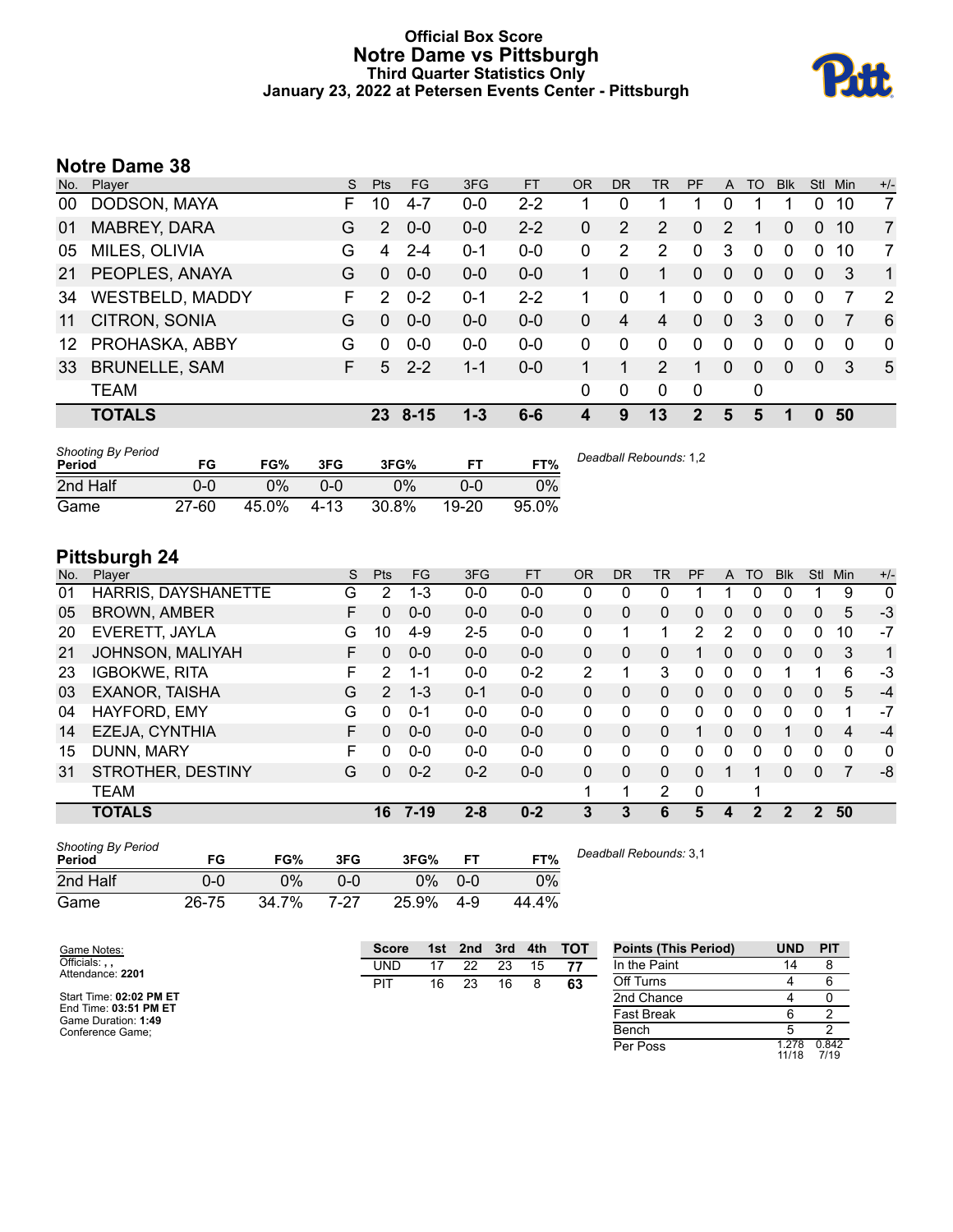# Official Box Score
## Notre Dame vs Pittsburgh
### Third Quarter Statistics Only
### January 23, 2022 at Petersen Events Center - Pittsburgh

## Notre Dame 38

| No. | Player | S | Pts | FG | 3FG | FT | OR | DR | TR | PF | A | TO | Blk | Stl | Min | +/- |
|---|---|---|---|---|---|---|---|---|---|---|---|---|---|---|---|---|
| 00 | DODSON, MAYA | F | 10 | 4-7 | 0-0 | 2-2 | 1 | 0 | 1 | 1 | 0 | 1 | 1 | 0 | 10 | 7 |
| 01 | MABREY, DARA | G | 2 | 0-0 | 0-0 | 2-2 | 0 | 2 | 2 | 0 | 2 | 1 | 0 | 0 | 10 | 7 |
| 05 | MILES, OLIVIA | G | 4 | 2-4 | 0-1 | 0-0 | 0 | 2 | 2 | 0 | 3 | 0 | 0 | 0 | 10 | 7 |
| 21 | PEOPLES, ANAYA | G | 0 | 0-0 | 0-0 | 0-0 | 1 | 0 | 1 | 0 | 0 | 0 | 0 | 0 | 3 | 1 |
| 34 | WESTBELD, MADDY | F | 2 | 0-2 | 0-1 | 2-2 | 1 | 0 | 1 | 0 | 0 | 0 | 0 | 0 | 7 | 2 |
| 11 | CITRON, SONIA | G | 0 | 0-0 | 0-0 | 0-0 | 0 | 4 | 4 | 0 | 0 | 3 | 0 | 0 | 7 | 6 |
| 12 | PROHASKA, ABBY | G | 0 | 0-0 | 0-0 | 0-0 | 0 | 0 | 0 | 0 | 0 | 0 | 0 | 0 | 0 | 0 |
| 33 | BRUNELLE, SAM | F | 5 | 2-2 | 1-1 | 0-0 | 1 | 1 | 2 | 1 | 0 | 0 | 0 | 0 | 3 | 5 |
| | TEAM | | | | | | 0 | 0 | 0 | 0 | | 0 | | | | |
| | **TOTALS** | | **23** | **8-15** | **1-3** | **6-6** | **4** | **9** | **13** | **2** | **5** | **5** | **1** | **0** | **50** | |

| Shooting By Period Period | FG | FG% | 3FG | 3FG% | FT | FT% |
|---|---|---|---|---|---|---|
| 2nd Half | 0-0 | 0% | 0-0 | 0% | 0-0 | 0% |
| Game | 27-60 | 45.0% | 4-13 | 30.8% | 19-20 | 95.0% |

*Deadball Rebounds:* 1,2

## Pittsburgh 24

| No. | Player | S | Pts | FG | 3FG | FT | OR | DR | TR | PF | A | TO | Blk | Stl | Min | +/- |
|---|---|---|---|---|---|---|---|---|---|---|---|---|---|---|---|---|
| 01 | HARRIS, DAYSHANETTE | G | 2 | 1-3 | 0-0 | 0-0 | 0 | 0 | 0 | 1 | 1 | 0 | 0 | 1 | 9 | 0 |
| 05 | BROWN, AMBER | F | 0 | 0-0 | 0-0 | 0-0 | 0 | 0 | 0 | 0 | 0 | 0 | 0 | 0 | 5 | -3 |
| 20 | EVERETT, JAYLA | G | 10 | 4-9 | 2-5 | 0-0 | 0 | 1 | 1 | 2 | 2 | 0 | 0 | 0 | 10 | -7 |
| 21 | JOHNSON, MALIYAH | F | 0 | 0-0 | 0-0 | 0-0 | 0 | 0 | 0 | 1 | 0 | 0 | 0 | 0 | 3 | 1 |
| 23 | IGBOKWE, RITA | F | 2 | 1-1 | 0-0 | 0-2 | 2 | 1 | 3 | 0 | 0 | 0 | 1 | 1 | 6 | -3 |
| 03 | EXANOR, TAISHA | G | 2 | 1-3 | 0-1 | 0-0 | 0 | 0 | 0 | 0 | 0 | 0 | 0 | 0 | 5 | -4 |
| 04 | HAYFORD, EMY | G | 0 | 0-1 | 0-0 | 0-0 | 0 | 0 | 0 | 0 | 0 | 0 | 0 | 0 | 1 | -7 |
| 14 | EZEJA, CYNTHIA | F | 0 | 0-0 | 0-0 | 0-0 | 0 | 0 | 0 | 1 | 0 | 0 | 1 | 0 | 4 | -4 |
| 15 | DUNN, MARY | F | 0 | 0-0 | 0-0 | 0-0 | 0 | 0 | 0 | 0 | 0 | 0 | 0 | 0 | 0 | 0 |
| 31 | STROTHER, DESTINY | G | 0 | 0-2 | 0-2 | 0-0 | 0 | 0 | 0 | 0 | 1 | 1 | 0 | 0 | 7 | -8 |
| | TEAM | | | | | | 1 | 1 | 2 | 0 | | 1 | | | | |
| | **TOTALS** | | **16** | **7-19** | **2-8** | **0-2** | **3** | **3** | **6** | **5** | **4** | **2** | **2** | **2** | **50** | |

| Shooting By Period Period | FG | FG% | 3FG | 3FG% | FT | FT% |
|---|---|---|---|---|---|---|
| 2nd Half | 0-0 | 0% | 0-0 | 0% | 0-0 | 0% |
| Game | 26-75 | 34.7% | 7-27 | 25.9% | 4-9 | 44.4% |

*Deadball Rebounds:* 3,1

Game Notes:
Officials: , ,
Attendance: **2201**

Start Time: **02:02 PM ET**
End Time: **03:51 PM ET**
Game Duration: **1:49**
Conference Game;

| Score | 1st | 2nd | 3rd | 4th | TOT |
|---|---|---|---|---|---|
| UND | 17 | 22 | 23 | 15 | **77** |
| PIT | 16 | 23 | 16 | 8 | **63** |

| Points (This Period) | UND | PIT |
|---|---|---|
| In the Paint | 14 | 8 |
| Off Turns | 4 | 6 |
| 2nd Chance | 4 | 0 |
| Fast Break | 6 | 2 |
| Bench | 5 | 2 |
| Per Poss | 1.278 11/18 | 0.842 7/19 |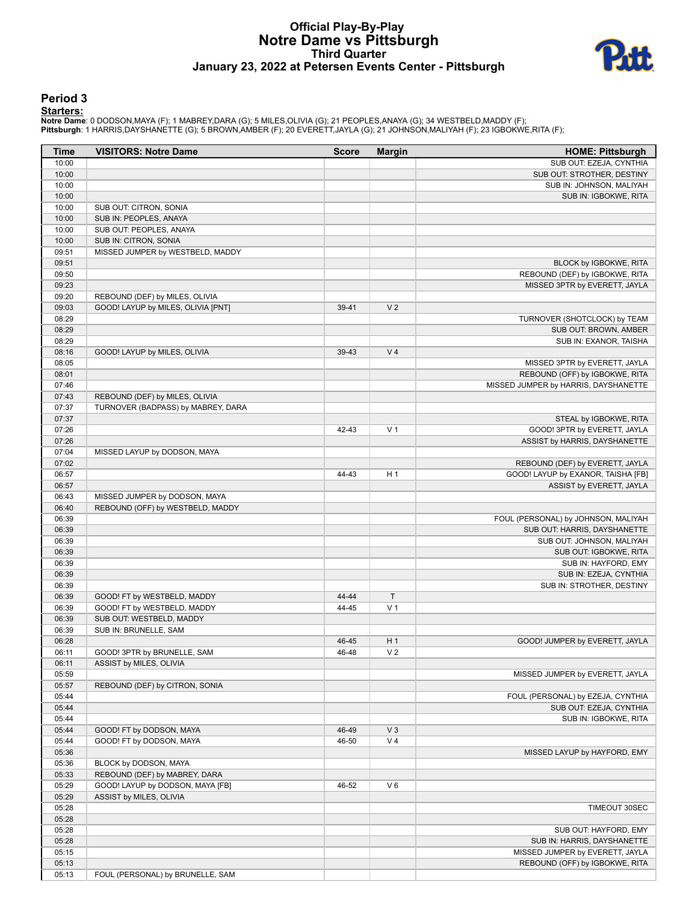# Official Play-By-Play
# Notre Dame vs Pittsburgh
## Third Quarter
## January 23, 2022 at Petersen Events Center - Pittsburgh

### Period 3

**Starters:**

**Notre Dame**: 0 DODSON,MAYA (F); 1 MABREY,DARA (G); 5 MILES,OLIVIA (G); 21 PEOPLES,ANAYA (G); 34 WESTBELD,MADDY (F);
**Pittsburgh**: 1 HARRIS,DAYSHANETTE (G); 5 BROWN,AMBER (F); 20 EVERETT,JAYLA (G); 21 JOHNSON,MALIYAH (F); 23 IGBOKWE,RITA (F);

| Time | VISITORS: Notre Dame | Score | Margin | HOME: Pittsburgh |
|---|---|---|---|---|
| 10:00 | | | | SUB OUT: EZEJA, CYNTHIA |
| 10:00 | | | | SUB OUT: STROTHER, DESTINY |
| 10:00 | | | | SUB IN: JOHNSON, MALIYAH |
| 10:00 | | | | SUB IN: IGBOKWE, RITA |
| 10:00 | SUB OUT: CITRON, SONIA | | | |
| 10:00 | SUB IN: PEOPLES, ANAYA | | | |
| 10:00 | SUB OUT: PEOPLES, ANAYA | | | |
| 10:00 | SUB IN: CITRON, SONIA | | | |
| 09:51 | MISSED JUMPER by WESTBELD, MADDY | | | |
| 09:51 | | | | BLOCK by IGBOKWE, RITA |
| 09:50 | | | | REBOUND (DEF) by IGBOKWE, RITA |
| 09:23 | | | | MISSED 3PTR by EVERETT, JAYLA |
| 09:20 | REBOUND (DEF) by MILES, OLIVIA | | | |
| 09:03 | GOOD! LAYUP by MILES, OLIVIA [PNT] | 39-41 | V 2 | |
| 08:29 | | | | TURNOVER (SHOTCLOCK) by TEAM |
| 08:29 | | | | SUB OUT: BROWN, AMBER |
| 08:29 | | | | SUB IN: EXANOR, TAISHA |
| 08:16 | GOOD! LAYUP by MILES, OLIVIA | 39-43 | V 4 | |
| 08:05 | | | | MISSED 3PTR by EVERETT, JAYLA |
| 08:01 | | | | REBOUND (OFF) by IGBOKWE, RITA |
| 07:46 | | | | MISSED JUMPER by HARRIS, DAYSHANETTE |
| 07:43 | REBOUND (DEF) by MILES, OLIVIA | | | |
| 07:37 | TURNOVER (BADPASS) by MABREY, DARA | | | |
| 07:37 | | | | STEAL by IGBOKWE, RITA |
| 07:26 | | 42-43 | V 1 | GOOD! 3PTR by EVERETT, JAYLA |
| 07:26 | | | | ASSIST by HARRIS, DAYSHANETTE |
| 07:04 | MISSED LAYUP by DODSON, MAYA | | | |
| 07:02 | | | | REBOUND (DEF) by EVERETT, JAYLA |
| 06:57 | | 44-43 | H 1 | GOOD! LAYUP by EXANOR, TAISHA [FB] |
| 06:57 | | | | ASSIST by EVERETT, JAYLA |
| 06:43 | MISSED JUMPER by DODSON, MAYA | | | |
| 06:40 | REBOUND (OFF) by WESTBELD, MADDY | | | |
| 06:39 | | | | FOUL (PERSONAL) by JOHNSON, MALIYAH |
| 06:39 | | | | SUB OUT: HARRIS, DAYSHANETTE |
| 06:39 | | | | SUB OUT: JOHNSON, MALIYAH |
| 06:39 | | | | SUB OUT: IGBOKWE, RITA |
| 06:39 | | | | SUB IN: HAYFORD, EMY |
| 06:39 | | | | SUB IN: EZEJA, CYNTHIA |
| 06:39 | | | | SUB IN: STROTHER, DESTINY |
| 06:39 | GOOD! FT by WESTBELD, MADDY | 44-44 | T | |
| 06:39 | GOOD! FT by WESTBELD, MADDY | 44-45 | V 1 | |
| 06:39 | SUB OUT: WESTBELD, MADDY | | | |
| 06:39 | SUB IN: BRUNELLE, SAM | | | |
| 06:28 | | 46-45 | H 1 | GOOD! JUMPER by EVERETT, JAYLA |
| 06:11 | GOOD! 3PTR by BRUNELLE, SAM | 46-48 | V 2 | |
| 06:11 | ASSIST by MILES, OLIVIA | | | |
| 05:59 | | | | MISSED JUMPER by EVERETT, JAYLA |
| 05:57 | REBOUND (DEF) by CITRON, SONIA | | | |
| 05:44 | | | | FOUL (PERSONAL) by EZEJA, CYNTHIA |
| 05:44 | | | | SUB OUT: EZEJA, CYNTHIA |
| 05:44 | | | | SUB IN: IGBOKWE, RITA |
| 05:44 | GOOD! FT by DODSON, MAYA | 46-49 | V 3 | |
| 05:44 | GOOD! FT by DODSON, MAYA | 46-50 | V 4 | |
| 05:36 | | | | MISSED LAYUP by HAYFORD, EMY |
| 05:36 | BLOCK by DODSON, MAYA | | | |
| 05:33 | REBOUND (DEF) by MABREY, DARA | | | |
| 05:29 | GOOD! LAYUP by DODSON, MAYA [FB] | 46-52 | V 6 | |
| 05:29 | ASSIST by MILES, OLIVIA | | | |
| 05:28 | | | | TIMEOUT 30SEC |
| 05:28 | | | | |
| 05:28 | | | | SUB OUT: HAYFORD, EMY |
| 05:28 | | | | SUB IN: HARRIS, DAYSHANETTE |
| 05:15 | | | | MISSED JUMPER by EVERETT, JAYLA |
| 05:13 | | | | REBOUND (OFF) by IGBOKWE, RITA |
| 05:13 | FOUL (PERSONAL) by BRUNELLE, SAM | | | |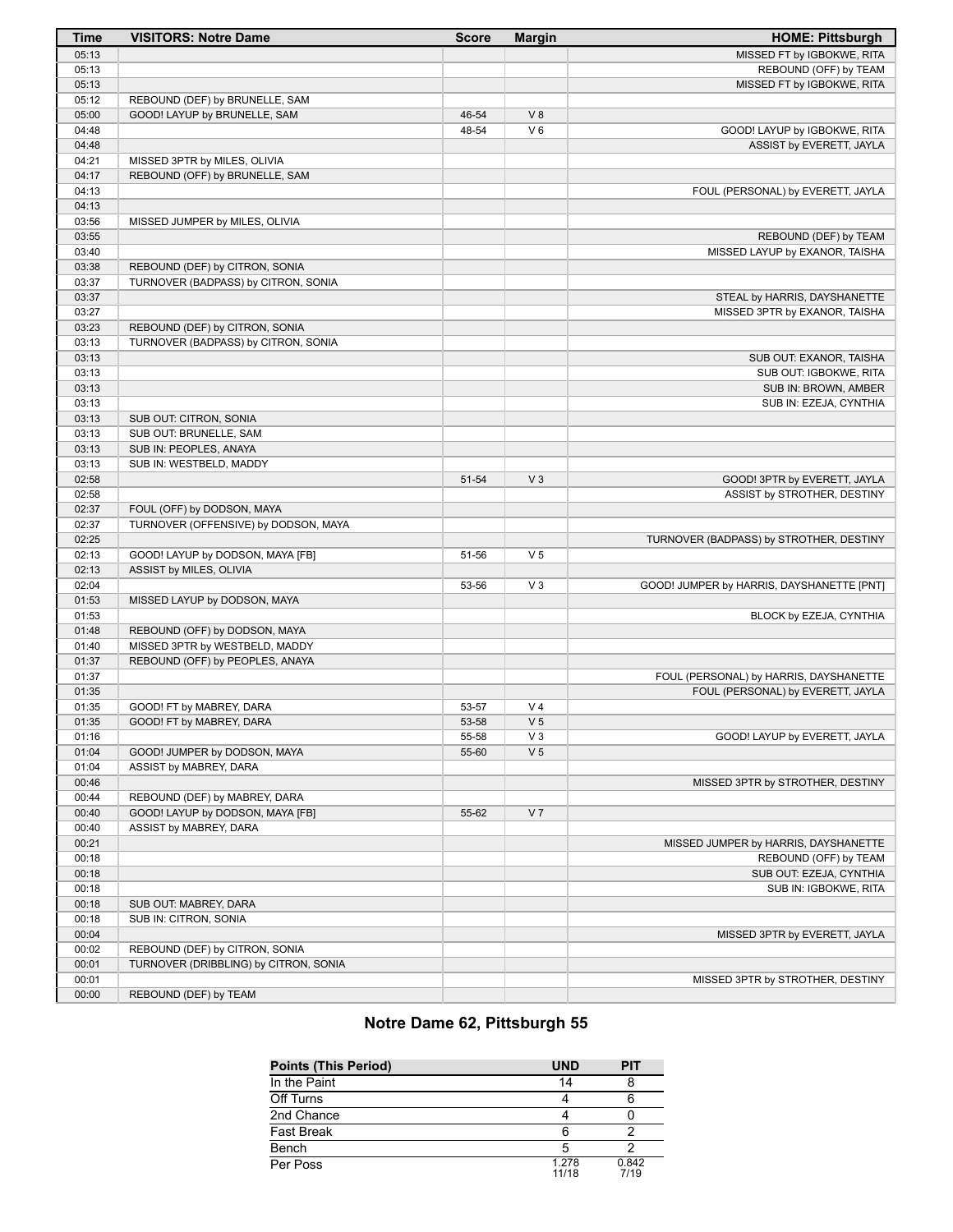| Time | VISITORS: Notre Dame | Score | Margin | HOME: Pittsburgh |
| --- | --- | --- | --- | --- |
| 05:13 | | | | MISSED FT by IGBOKWE, RITA |
| 05:13 | | | | REBOUND (OFF) by TEAM |
| 05:13 | | | | MISSED FT by IGBOKWE, RITA |
| 05:12 | REBOUND (DEF) by BRUNELLE, SAM | | | |
| 05:00 | GOOD! LAYUP by BRUNELLE, SAM | 46-54 | V 8 | |
| 04:48 | | 48-54 | V 6 | GOOD! LAYUP by IGBOKWE, RITA |
| 04:48 | | | | ASSIST by EVERETT, JAYLA |
| 04:21 | MISSED 3PTR by MILES, OLIVIA | | | |
| 04:17 | REBOUND (OFF) by BRUNELLE, SAM | | | |
| 04:13 | | | | FOUL (PERSONAL) by EVERETT, JAYLA |
| 04:13 | | | | |
| 03:56 | MISSED JUMPER by MILES, OLIVIA | | | |
| 03:55 | | | | REBOUND (DEF) by TEAM |
| 03:40 | | | | MISSED LAYUP by EXANOR, TAISHA |
| 03:38 | REBOUND (DEF) by CITRON, SONIA | | | |
| 03:37 | TURNOVER (BADPASS) by CITRON, SONIA | | | |
| 03:37 | | | | STEAL by HARRIS, DAYSHANETTE |
| 03:27 | | | | MISSED 3PTR by EXANOR, TAISHA |
| 03:23 | REBOUND (DEF) by CITRON, SONIA | | | |
| 03:13 | TURNOVER (BADPASS) by CITRON, SONIA | | | |
| 03:13 | | | | SUB OUT: EXANOR, TAISHA |
| 03:13 | | | | SUB OUT: IGBOKWE, RITA |
| 03:13 | | | | SUB IN: BROWN, AMBER |
| 03:13 | | | | SUB IN: EZEJA, CYNTHIA |
| 03:13 | SUB OUT: CITRON, SONIA | | | |
| 03:13 | SUB OUT: BRUNELLE, SAM | | | |
| 03:13 | SUB IN: PEOPLES, ANAYA | | | |
| 03:13 | SUB IN: WESTBELD, MADDY | | | |
| 02:58 | | 51-54 | V 3 | GOOD! 3PTR by EVERETT, JAYLA |
| 02:58 | | | | ASSIST by STROTHER, DESTINY |
| 02:37 | FOUL (OFF) by DODSON, MAYA | | | |
| 02:37 | TURNOVER (OFFENSIVE) by DODSON, MAYA | | | |
| 02:25 | | | | TURNOVER (BADPASS) by STROTHER, DESTINY |
| 02:13 | GOOD! LAYUP by DODSON, MAYA [FB] | 51-56 | V 5 | |
| 02:13 | ASSIST by MILES, OLIVIA | | | |
| 02:04 | | 53-56 | V 3 | GOOD! JUMPER by HARRIS, DAYSHANETTE [PNT] |
| 01:53 | MISSED LAYUP by DODSON, MAYA | | | |
| 01:53 | | | | BLOCK by EZEJA, CYNTHIA |
| 01:48 | REBOUND (OFF) by DODSON, MAYA | | | |
| 01:40 | MISSED 3PTR by WESTBELD, MADDY | | | |
| 01:37 | REBOUND (OFF) by PEOPLES, ANAYA | | | |
| 01:37 | | | | FOUL (PERSONAL) by HARRIS, DAYSHANETTE |
| 01:35 | | | | FOUL (PERSONAL) by EVERETT, JAYLA |
| 01:35 | GOOD! FT by MABREY, DARA | 53-57 | V 4 | |
| 01:35 | GOOD! FT by MABREY, DARA | 53-58 | V 5 | |
| 01:16 | | 55-58 | V 3 | GOOD! LAYUP by EVERETT, JAYLA |
| 01:04 | GOOD! JUMPER by DODSON, MAYA | 55-60 | V 5 | |
| 01:04 | ASSIST by MABREY, DARA | | | |
| 00:46 | | | | MISSED 3PTR by STROTHER, DESTINY |
| 00:44 | REBOUND (DEF) by MABREY, DARA | | | |
| 00:40 | GOOD! LAYUP by DODSON, MAYA [FB] | 55-62 | V 7 | |
| 00:40 | ASSIST by MABREY, DARA | | | |
| 00:21 | | | | MISSED JUMPER by HARRIS, DAYSHANETTE |
| 00:18 | | | | REBOUND (OFF) by TEAM |
| 00:18 | | | | SUB OUT: EZEJA, CYNTHIA |
| 00:18 | | | | SUB IN: IGBOKWE, RITA |
| 00:18 | SUB OUT: MABREY, DARA | | | |
| 00:18 | SUB IN: CITRON, SONIA | | | |
| 00:04 | | | | MISSED 3PTR by EVERETT, JAYLA |
| 00:02 | REBOUND (DEF) by CITRON, SONIA | | | |
| 00:01 | TURNOVER (DRIBBLING) by CITRON, SONIA | | | |
| 00:01 | | | | MISSED 3PTR by STROTHER, DESTINY |
| 00:00 | REBOUND (DEF) by TEAM | | | |

## Notre Dame 62, Pittsburgh 55

| Points (This Period) | UND | PIT |
| --- | --- | --- |
| In the Paint | 14 | 8 |
| Off Turns | 4 | 6 |
| 2nd Chance | 4 | 0 |
| Fast Break | 6 | 2 |
| Bench | 5 | 2 |
| Per Poss | 1.278 11/18 | 0.842 7/19 |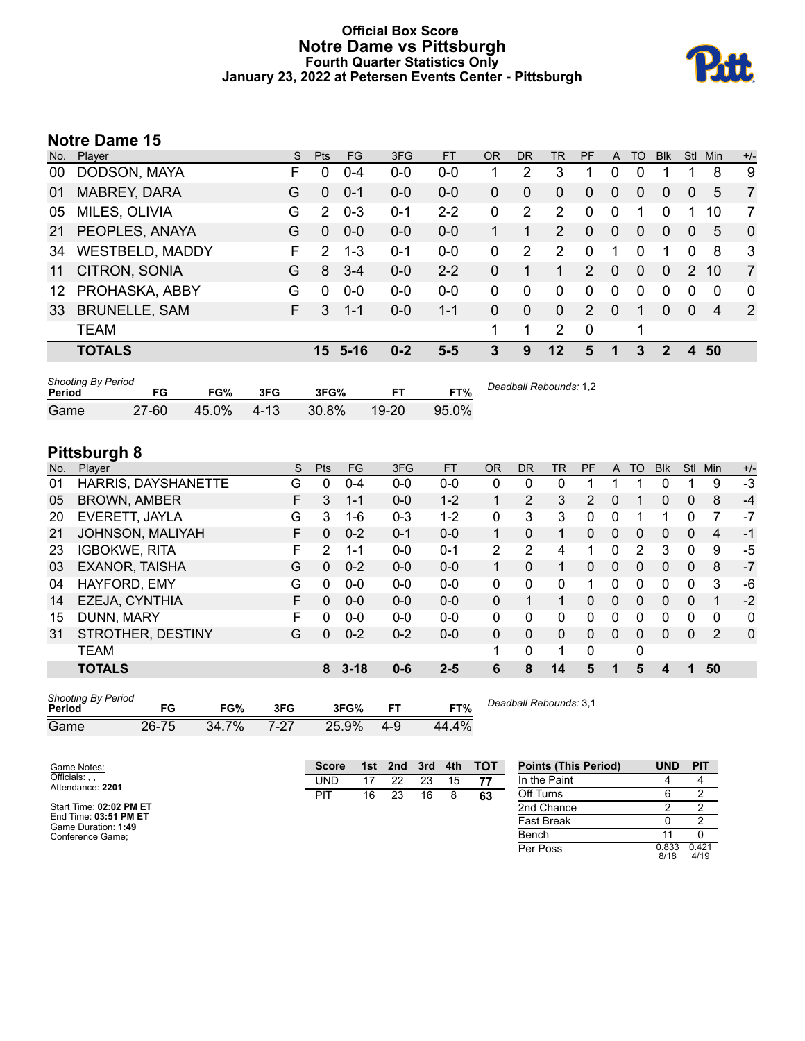# Official Box Score
## Notre Dame vs Pittsburgh
### Fourth Quarter Statistics Only
### January 23, 2022 at Petersen Events Center - Pittsburgh

## Notre Dame 15

| No. | Player | S | Pts | FG | 3FG | FT | OR | DR | TR | PF | A | TO | Blk | Stl | Min | +/- |
|---|---|---|---|---|---|---|---|---|---|---|---|---|---|---|---|---|
| 00 | DODSON, MAYA | F | 0 | 0-4 | 0-0 | 0-0 | 1 | 2 | 3 | 1 | 0 | 0 | 1 | 1 | 8 | 9 |
| 01 | MABREY, DARA | G | 0 | 0-1 | 0-0 | 0-0 | 0 | 0 | 0 | 0 | 0 | 0 | 0 | 0 | 5 | 7 |
| 05 | MILES, OLIVIA | G | 2 | 0-3 | 0-1 | 2-2 | 0 | 2 | 2 | 0 | 0 | 1 | 0 | 1 | 10 | 7 |
| 21 | PEOPLES, ANAYA | G | 0 | 0-0 | 0-0 | 0-0 | 1 | 1 | 2 | 0 | 0 | 0 | 0 | 0 | 5 | 0 |
| 34 | WESTBELD, MADDY | F | 2 | 1-3 | 0-1 | 0-0 | 0 | 2 | 2 | 0 | 1 | 0 | 1 | 0 | 8 | 3 |
| 11 | CITRON, SONIA | G | 8 | 3-4 | 0-0 | 2-2 | 0 | 1 | 1 | 2 | 0 | 0 | 0 | 2 | 10 | 7 |
| 12 | PROHASKA, ABBY | G | 0 | 0-0 | 0-0 | 0-0 | 0 | 0 | 0 | 0 | 0 | 0 | 0 | 0 | 0 | 0 |
| 33 | BRUNELLE, SAM | F | 3 | 1-1 | 0-0 | 1-1 | 0 | 0 | 0 | 2 | 0 | 1 | 0 | 0 | 4 | 2 |
| | TEAM | | | | | | 1 | 1 | 2 | 0 | | 1 | | | | |
| | **TOTALS** | | **15** | **5-16** | **0-2** | **5-5** | **3** | **9** | **12** | **5** | **1** | **3** | **2** | **4** | **50** | |

| Shooting By Period Period | FG | FG% | 3FG | 3FG% | FT | FT% |
|---|---|---|---|---|---|---|
| Game | 27-60 | 45.0% | 4-13 | 30.8% | 19-20 | 95.0% |

*Deadball Rebounds:* 1,2

## Pittsburgh 8

| No. | Player | S | Pts | FG | 3FG | FT | OR | DR | TR | PF | A | TO | Blk | Stl | Min | +/- |
|---|---|---|---|---|---|---|---|---|---|---|---|---|---|---|---|---|
| 01 | HARRIS, DAYSHANETTE | G | 0 | 0-4 | 0-0 | 0-0 | 0 | 0 | 0 | 1 | 1 | 1 | 0 | 1 | 9 | -3 |
| 05 | BROWN, AMBER | F | 3 | 1-1 | 0-0 | 1-2 | 1 | 2 | 3 | 2 | 0 | 1 | 0 | 0 | 8 | -4 |
| 20 | EVERETT, JAYLA | G | 3 | 1-6 | 0-3 | 1-2 | 0 | 3 | 3 | 0 | 0 | 1 | 1 | 0 | 7 | -7 |
| 21 | JOHNSON, MALIYAH | F | 0 | 0-2 | 0-1 | 0-0 | 1 | 0 | 1 | 0 | 0 | 0 | 0 | 0 | 4 | -1 |
| 23 | IGBOKWE, RITA | F | 2 | 1-1 | 0-0 | 0-1 | 2 | 2 | 4 | 1 | 0 | 2 | 3 | 0 | 9 | -5 |
| 03 | EXANOR, TAISHA | G | 0 | 0-2 | 0-0 | 0-0 | 1 | 0 | 1 | 0 | 0 | 0 | 0 | 0 | 8 | -7 |
| 04 | HAYFORD, EMY | G | 0 | 0-0 | 0-0 | 0-0 | 0 | 0 | 0 | 1 | 0 | 0 | 0 | 0 | 3 | -6 |
| 14 | EZEJA, CYNTHIA | F | 0 | 0-0 | 0-0 | 0-0 | 0 | 1 | 1 | 0 | 0 | 0 | 0 | 0 | 1 | -2 |
| 15 | DUNN, MARY | F | 0 | 0-0 | 0-0 | 0-0 | 0 | 0 | 0 | 0 | 0 | 0 | 0 | 0 | 0 | 0 |
| 31 | STROTHER, DESTINY | G | 0 | 0-2 | 0-2 | 0-0 | 0 | 0 | 0 | 0 | 0 | 0 | 0 | 0 | 2 | 0 |
| | TEAM | | | | | | 1 | 0 | 1 | 0 | | 0 | | | | |
| | **TOTALS** | | **8** | **3-18** | **0-6** | **2-5** | **6** | **8** | **14** | **5** | **1** | **5** | **4** | **1** | **50** | |

| Shooting By Period Period | FG | FG% | 3FG | 3FG% | FT | FT% |
|---|---|---|---|---|---|---|
| Game | 26-75 | 34.7% | 7-27 | 25.9% | 4-9 | 44.4% |

*Deadball Rebounds:* 3,1

Game Notes:
Officials: , ,
Attendance: **2201**

Start Time: **02:02 PM ET**
End Time: **03:51 PM ET**
Game Duration: **1:49**
Conference Game;

| Score | 1st | 2nd | 3rd | 4th | TOT |
|---|---|---|---|---|---|
| UND | 17 | 22 | 23 | 15 | **77** |
| PIT | 16 | 23 | 16 | 8 | **63** |

| Points (This Period) | UND | PIT |
|---|---|---|
| In the Paint | 4 | 4 |
| Off Turns | 6 | 2 |
| 2nd Chance | 2 | 2 |
| Fast Break | 0 | 2 |
| Bench | 11 | 0 |
| Per Poss | 0.833 8/18 | 0.421 4/19 |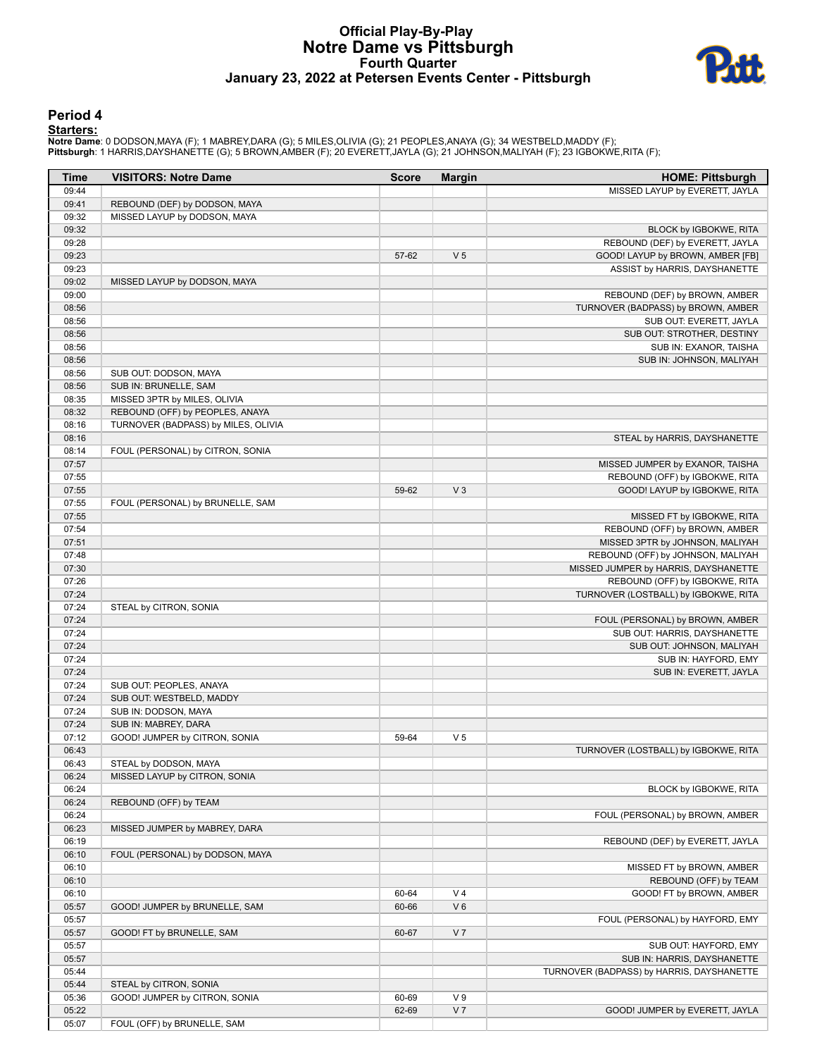# Official Play-By-Play
## Notre Dame vs Pittsburgh
### Fourth Quarter
### January 23, 2022 at Petersen Events Center - Pittsburgh

## Period 4

**Starters:**

**Notre Dame**: 0 DODSON,MAYA (F); 1 MABREY,DARA (G); 5 MILES,OLIVIA (G); 21 PEOPLES,ANAYA (G); 34 WESTBELD,MADDY (F);
**Pittsburgh**: 1 HARRIS,DAYSHANETTE (G); 5 BROWN,AMBER (F); 20 EVERETT,JAYLA (G); 21 JOHNSON,MALIYAH (F); 23 IGBOKWE,RITA (F);

| Time | VISITORS: Notre Dame | Score | Margin | HOME: Pittsburgh |
|---|---|---|---|---|
| 09:44 | | | | MISSED LAYUP by EVERETT, JAYLA |
| 09:41 | REBOUND (DEF) by DODSON, MAYA | | | |
| 09:32 | MISSED LAYUP by DODSON, MAYA | | | |
| 09:32 | | | | BLOCK by IGBOKWE, RITA |
| 09:28 | | | | REBOUND (DEF) by EVERETT, JAYLA |
| 09:23 | | 57-62 | V 5 | GOOD! LAYUP by BROWN, AMBER [FB] |
| 09:23 | | | | ASSIST by HARRIS, DAYSHANETTE |
| 09:02 | MISSED LAYUP by DODSON, MAYA | | | |
| 09:00 | | | | REBOUND (DEF) by BROWN, AMBER |
| 08:56 | | | | TURNOVER (BADPASS) by BROWN, AMBER |
| 08:56 | | | | SUB OUT: EVERETT, JAYLA |
| 08:56 | | | | SUB OUT: STROTHER, DESTINY |
| 08:56 | | | | SUB IN: EXANOR, TAISHA |
| 08:56 | | | | SUB IN: JOHNSON, MALIYAH |
| 08:56 | SUB OUT: DODSON, MAYA | | | |
| 08:56 | SUB IN: BRUNELLE, SAM | | | |
| 08:35 | MISSED 3PTR by MILES, OLIVIA | | | |
| 08:32 | REBOUND (OFF) by PEOPLES, ANAYA | | | |
| 08:16 | TURNOVER (BADPASS) by MILES, OLIVIA | | | |
| 08:16 | | | | STEAL by HARRIS, DAYSHANETTE |
| 08:14 | FOUL (PERSONAL) by CITRON, SONIA | | | |
| 07:57 | | | | MISSED JUMPER by EXANOR, TAISHA |
| 07:55 | | | | REBOUND (OFF) by IGBOKWE, RITA |
| 07:55 | | 59-62 | V 3 | GOOD! LAYUP by IGBOKWE, RITA |
| 07:55 | FOUL (PERSONAL) by BRUNELLE, SAM | | | |
| 07:55 | | | | MISSED FT by IGBOKWE, RITA |
| 07:54 | | | | REBOUND (OFF) by BROWN, AMBER |
| 07:51 | | | | MISSED 3PTR by JOHNSON, MALIYAH |
| 07:48 | | | | REBOUND (OFF) by JOHNSON, MALIYAH |
| 07:30 | | | | MISSED JUMPER by HARRIS, DAYSHANETTE |
| 07:26 | | | | REBOUND (OFF) by IGBOKWE, RITA |
| 07:24 | | | | TURNOVER (LOSTBALL) by IGBOKWE, RITA |
| 07:24 | STEAL by CITRON, SONIA | | | |
| 07:24 | | | | FOUL (PERSONAL) by BROWN, AMBER |
| 07:24 | | | | SUB OUT: HARRIS, DAYSHANETTE |
| 07:24 | | | | SUB OUT: JOHNSON, MALIYAH |
| 07:24 | | | | SUB IN: HAYFORD, EMY |
| 07:24 | | | | SUB IN: EVERETT, JAYLA |
| 07:24 | SUB OUT: PEOPLES, ANAYA | | | |
| 07:24 | SUB OUT: WESTBELD, MADDY | | | |
| 07:24 | SUB IN: DODSON, MAYA | | | |
| 07:24 | SUB IN: MABREY, DARA | | | |
| 07:12 | GOOD! JUMPER by CITRON, SONIA | 59-64 | V 5 | |
| 06:43 | | | | TURNOVER (LOSTBALL) by IGBOKWE, RITA |
| 06:43 | STEAL by DODSON, MAYA | | | |
| 06:24 | MISSED LAYUP by CITRON, SONIA | | | |
| 06:24 | | | | BLOCK by IGBOKWE, RITA |
| 06:24 | REBOUND (OFF) by TEAM | | | |
| 06:24 | | | | FOUL (PERSONAL) by BROWN, AMBER |
| 06:23 | MISSED JUMPER by MABREY, DARA | | | |
| 06:19 | | | | REBOUND (DEF) by EVERETT, JAYLA |
| 06:10 | FOUL (PERSONAL) by DODSON, MAYA | | | |
| 06:10 | | | | MISSED FT by BROWN, AMBER |
| 06:10 | | | | REBOUND (OFF) by TEAM |
| 06:10 | | 60-64 | V 4 | GOOD! FT by BROWN, AMBER |
| 05:57 | GOOD! JUMPER by BRUNELLE, SAM | 60-66 | V 6 | |
| 05:57 | | | | FOUL (PERSONAL) by HAYFORD, EMY |
| 05:57 | GOOD! FT by BRUNELLE, SAM | 60-67 | V 7 | |
| 05:57 | | | | SUB OUT: HAYFORD, EMY |
| 05:57 | | | | SUB IN: HARRIS, DAYSHANETTE |
| 05:44 | | | | TURNOVER (BADPASS) by HARRIS, DAYSHANETTE |
| 05:44 | STEAL by CITRON, SONIA | | | |
| 05:36 | GOOD! JUMPER by CITRON, SONIA | 60-69 | V 9 | |
| 05:22 | | 62-69 | V 7 | GOOD! JUMPER by EVERETT, JAYLA |
| 05:07 | FOUL (OFF) by BRUNELLE, SAM | | | |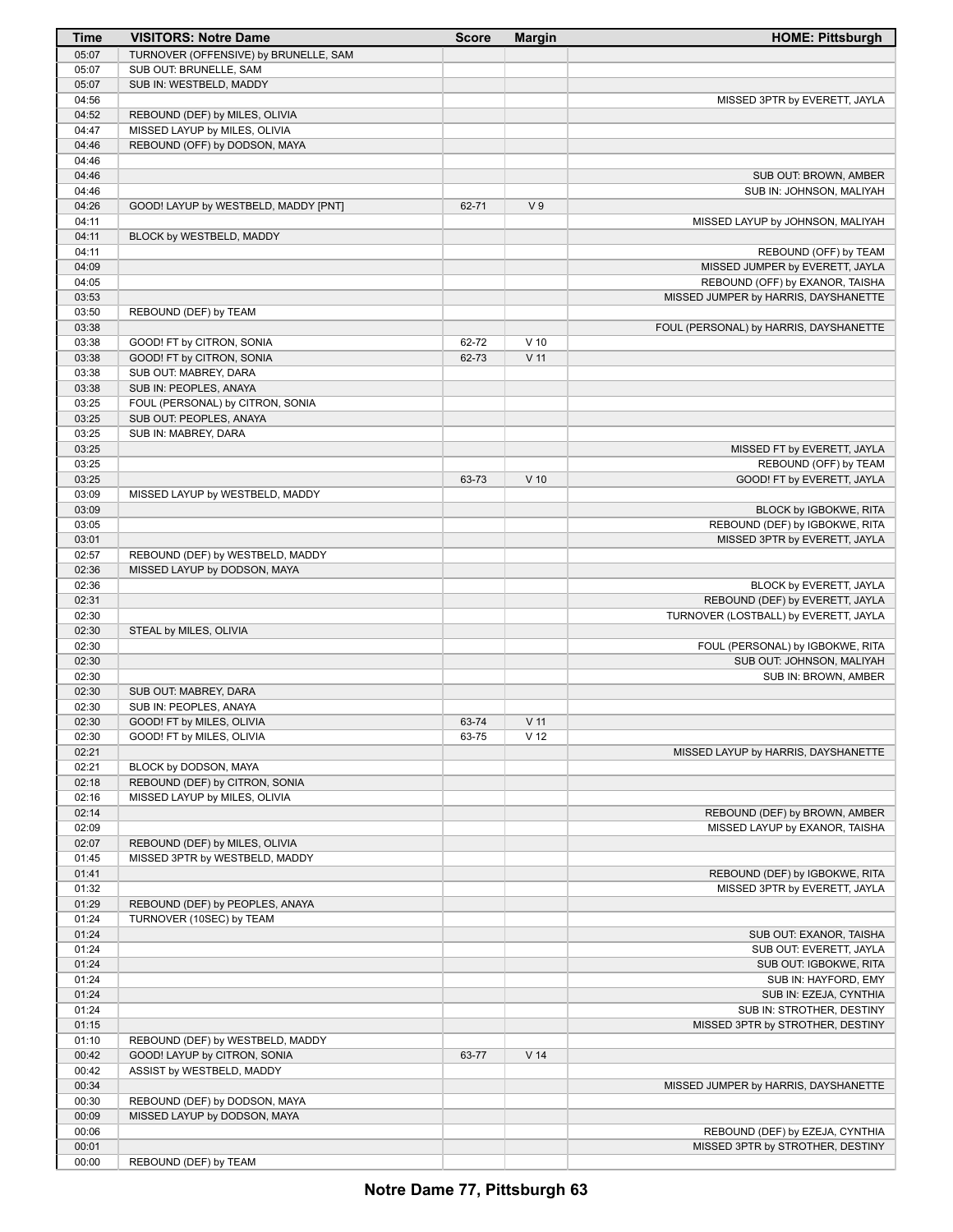| Time | VISITORS: Notre Dame | Score | Margin | HOME: Pittsburgh |
|---|---|---|---|---|
| 05:07 | TURNOVER (OFFENSIVE) by BRUNELLE, SAM | | | |
| 05:07 | SUB OUT: BRUNELLE, SAM | | | |
| 05:07 | SUB IN: WESTBELD, MADDY | | | |
| 04:56 | | | | MISSED 3PTR by EVERETT, JAYLA |
| 04:52 | REBOUND (DEF) by MILES, OLIVIA | | | |
| 04:47 | MISSED LAYUP by MILES, OLIVIA | | | |
| 04:46 | REBOUND (OFF) by DODSON, MAYA | | | |
| 04:46 | | | | |
| 04:46 | | | | SUB OUT: BROWN, AMBER |
| 04:46 | | | | SUB IN: JOHNSON, MALIYAH |
| 04:26 | GOOD! LAYUP by WESTBELD, MADDY [PNT] | 62-71 | V 9 | |
| 04:11 | | | | MISSED LAYUP by JOHNSON, MALIYAH |
| 04:11 | BLOCK by WESTBELD, MADDY | | | |
| 04:11 | | | | REBOUND (OFF) by TEAM |
| 04:09 | | | | MISSED JUMPER by EVERETT, JAYLA |
| 04:05 | | | | REBOUND (OFF) by EXANOR, TAISHA |
| 03:53 | | | | MISSED JUMPER by HARRIS, DAYSHANETTE |
| 03:50 | REBOUND (DEF) by TEAM | | | |
| 03:38 | | | | FOUL (PERSONAL) by HARRIS, DAYSHANETTE |
| 03:38 | GOOD! FT by CITRON, SONIA | 62-72 | V 10 | |
| 03:38 | GOOD! FT by CITRON, SONIA | 62-73 | V 11 | |
| 03:38 | SUB OUT: MABREY, DARA | | | |
| 03:38 | SUB IN: PEOPLES, ANAYA | | | |
| 03:25 | FOUL (PERSONAL) by CITRON, SONIA | | | |
| 03:25 | SUB OUT: PEOPLES, ANAYA | | | |
| 03:25 | SUB IN: MABREY, DARA | | | |
| 03:25 | | | | MISSED FT by EVERETT, JAYLA |
| 03:25 | | | | REBOUND (OFF) by TEAM |
| 03:25 | | 63-73 | V 10 | GOOD! FT by EVERETT, JAYLA |
| 03:09 | MISSED LAYUP by WESTBELD, MADDY | | | |
| 03:09 | | | | BLOCK by IGBOKWE, RITA |
| 03:05 | | | | REBOUND (DEF) by IGBOKWE, RITA |
| 03:01 | | | | MISSED 3PTR by EVERETT, JAYLA |
| 02:57 | REBOUND (DEF) by WESTBELD, MADDY | | | |
| 02:36 | MISSED LAYUP by DODSON, MAYA | | | |
| 02:36 | | | | BLOCK by EVERETT, JAYLA |
| 02:31 | | | | REBOUND (DEF) by EVERETT, JAYLA |
| 02:30 | | | | TURNOVER (LOSTBALL) by EVERETT, JAYLA |
| 02:30 | STEAL by MILES, OLIVIA | | | |
| 02:30 | | | | FOUL (PERSONAL) by IGBOKWE, RITA |
| 02:30 | | | | SUB OUT: JOHNSON, MALIYAH |
| 02:30 | | | | SUB IN: BROWN, AMBER |
| 02:30 | SUB OUT: MABREY, DARA | | | |
| 02:30 | SUB IN: PEOPLES, ANAYA | | | |
| 02:30 | GOOD! FT by MILES, OLIVIA | 63-74 | V 11 | |
| 02:30 | GOOD! FT by MILES, OLIVIA | 63-75 | V 12 | |
| 02:21 | | | | MISSED LAYUP by HARRIS, DAYSHANETTE |
| 02:21 | BLOCK by DODSON, MAYA | | | |
| 02:18 | REBOUND (DEF) by CITRON, SONIA | | | |
| 02:16 | MISSED LAYUP by MILES, OLIVIA | | | |
| 02:14 | | | | REBOUND (DEF) by BROWN, AMBER |
| 02:09 | | | | MISSED LAYUP by EXANOR, TAISHA |
| 02:07 | REBOUND (DEF) by MILES, OLIVIA | | | |
| 01:45 | MISSED 3PTR by WESTBELD, MADDY | | | |
| 01:41 | | | | REBOUND (DEF) by IGBOKWE, RITA |
| 01:32 | | | | MISSED 3PTR by EVERETT, JAYLA |
| 01:29 | REBOUND (DEF) by PEOPLES, ANAYA | | | |
| 01:24 | TURNOVER (10SEC) by TEAM | | | |
| 01:24 | | | | SUB OUT: EXANOR, TAISHA |
| 01:24 | | | | SUB OUT: EVERETT, JAYLA |
| 01:24 | | | | SUB OUT: IGBOKWE, RITA |
| 01:24 | | | | SUB IN: HAYFORD, EMY |
| 01:24 | | | | SUB IN: EZEJA, CYNTHIA |
| 01:24 | | | | SUB IN: STROTHER, DESTINY |
| 01:15 | | | | MISSED 3PTR by STROTHER, DESTINY |
| 01:10 | REBOUND (DEF) by WESTBELD, MADDY | | | |
| 00:42 | GOOD! LAYUP by CITRON, SONIA | 63-77 | V 14 | |
| 00:42 | ASSIST by WESTBELD, MADDY | | | |
| 00:34 | | | | MISSED JUMPER by HARRIS, DAYSHANETTE |
| 00:30 | REBOUND (DEF) by DODSON, MAYA | | | |
| 00:09 | MISSED LAYUP by DODSON, MAYA | | | |
| 00:06 | | | | REBOUND (DEF) by EZEJA, CYNTHIA |
| 00:01 | | | | MISSED 3PTR by STROTHER, DESTINY |
| 00:00 | REBOUND (DEF) by TEAM | | | |

**Notre Dame 77, Pittsburgh 63**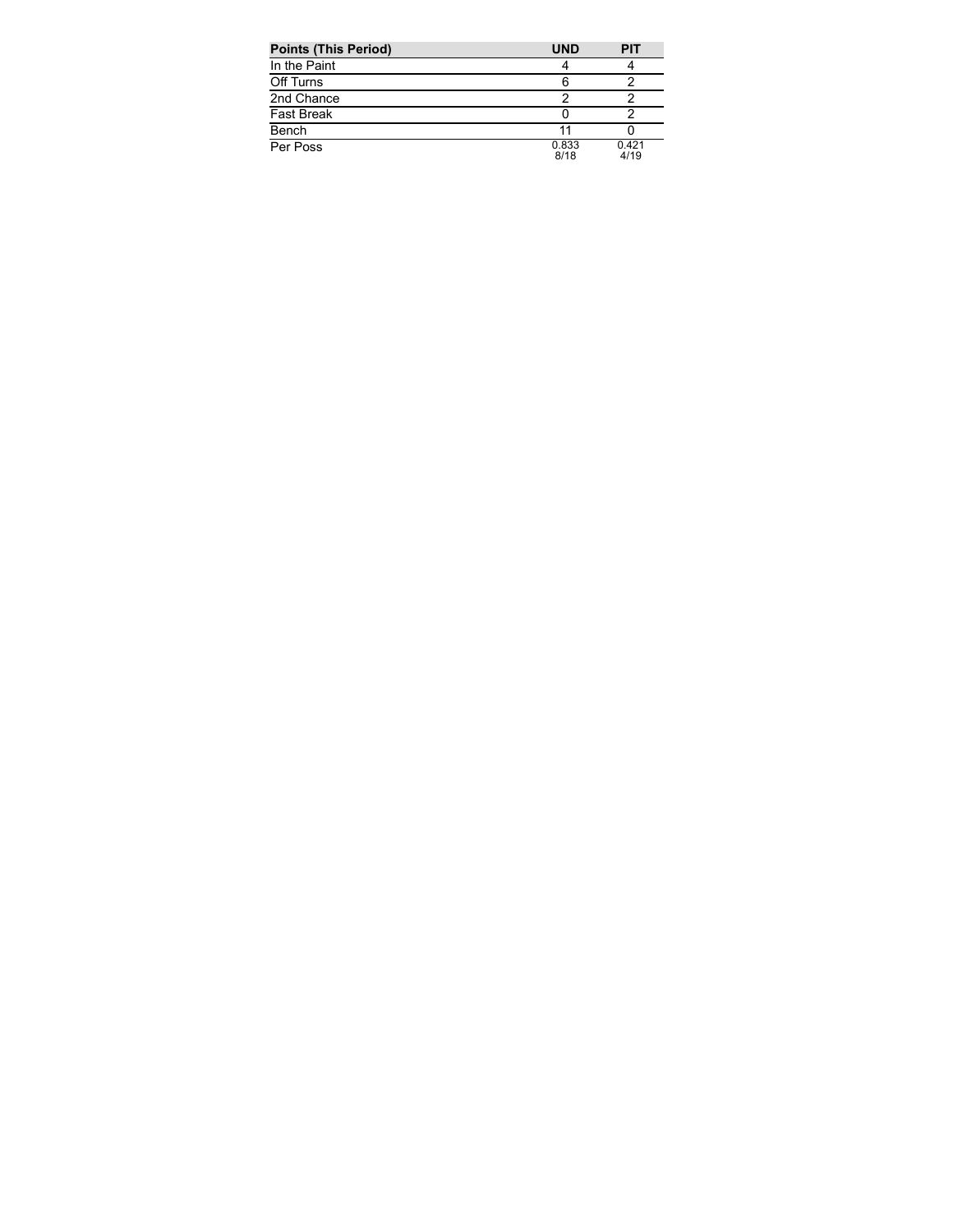| Points (This Period) | UND | PIT |
| --- | --- | --- |
| In the Paint | 4 | 4 |
| Off Turns | 6 | 2 |
| 2nd Chance | 2 | 2 |
| Fast Break | 0 | 2 |
| Bench | 11 | 0 |
| Per Poss | 0.833 8/18 | 0.421 4/19 |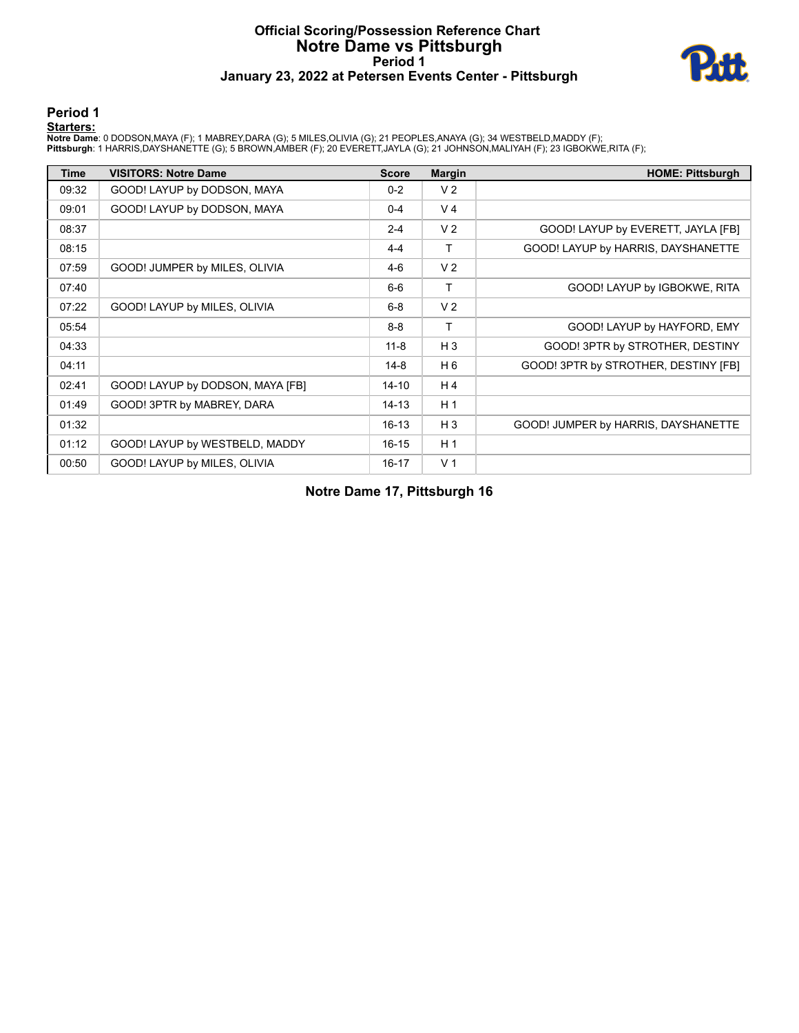# Official Scoring/Possession Reference Chart
## Notre Dame vs Pittsburgh
### Period 1
### January 23, 2022 at Petersen Events Center - Pittsburgh

## Period 1

**Starters:**

**Notre Dame**: 0 DODSON,MAYA (F); 1 MABREY,DARA (G); 5 MILES,OLIVIA (G); 21 PEOPLES,ANAYA (G); 34 WESTBELD,MADDY (F);
**Pittsburgh**: 1 HARRIS,DAYSHANETTE (G); 5 BROWN,AMBER (F); 20 EVERETT,JAYLA (G); 21 JOHNSON,MALIYAH (F); 23 IGBOKWE,RITA (F);

| Time | VISITORS: Notre Dame | Score | Margin | HOME: Pittsburgh |
|---|---|---|---|---|
| 09:32 | GOOD! LAYUP by DODSON, MAYA | 0-2 | V 2 | |
| 09:01 | GOOD! LAYUP by DODSON, MAYA | 0-4 | V 4 | |
| 08:37 | | 2-4 | V 2 | GOOD! LAYUP by EVERETT, JAYLA [FB] |
| 08:15 | | 4-4 | T | GOOD! LAYUP by HARRIS, DAYSHANETTE |
| 07:59 | GOOD! JUMPER by MILES, OLIVIA | 4-6 | V 2 | |
| 07:40 | | 6-6 | T | GOOD! LAYUP by IGBOKWE, RITA |
| 07:22 | GOOD! LAYUP by MILES, OLIVIA | 6-8 | V 2 | |
| 05:54 | | 8-8 | T | GOOD! LAYUP by HAYFORD, EMY |
| 04:33 | | 11-8 | H 3 | GOOD! 3PTR by STROTHER, DESTINY |
| 04:11 | | 14-8 | H 6 | GOOD! 3PTR by STROTHER, DESTINY [FB] |
| 02:41 | GOOD! LAYUP by DODSON, MAYA [FB] | 14-10 | H 4 | |
| 01:49 | GOOD! 3PTR by MABREY, DARA | 14-13 | H 1 | |
| 01:32 | | 16-13 | H 3 | GOOD! JUMPER by HARRIS, DAYSHANETTE |
| 01:12 | GOOD! LAYUP by WESTBELD, MADDY | 16-15 | H 1 | |
| 00:50 | GOOD! LAYUP by MILES, OLIVIA | 16-17 | V 1 | |

**Notre Dame 17, Pittsburgh 16**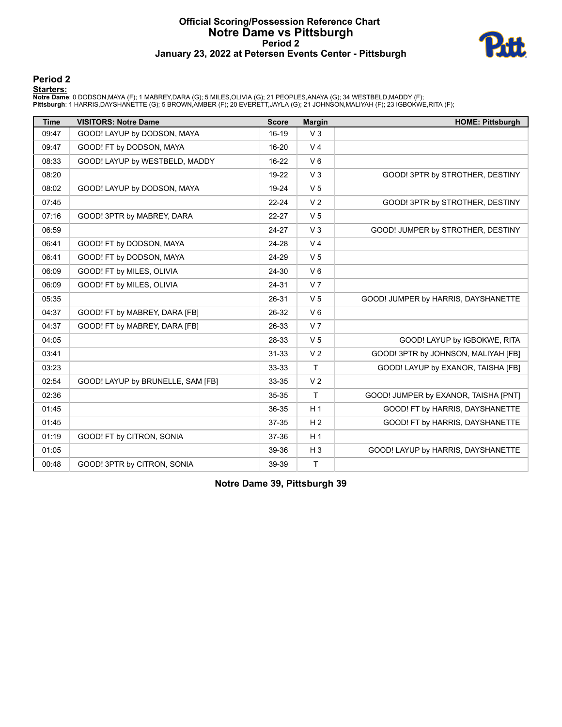# Official Scoring/Possession Reference Chart
## Notre Dame vs Pittsburgh
### Period 2
### January 23, 2022 at Petersen Events Center - Pittsburgh

## Period 2

**Starters:**

**Notre Dame**: 0 DODSON,MAYA (F); 1 MABREY,DARA (G); 5 MILES,OLIVIA (G); 21 PEOPLES,ANAYA (G); 34 WESTBELD,MADDY (F);
**Pittsburgh**: 1 HARRIS,DAYSHANETTE (G); 5 BROWN,AMBER (F); 20 EVERETT,JAYLA (G); 21 JOHNSON,MALIYAH (F); 23 IGBOKWE,RITA (F);

| Time | VISITORS: Notre Dame | Score | Margin | HOME: Pittsburgh |
|---|---|---|---|---|
| 09:47 | GOOD! LAYUP by DODSON, MAYA | 16-19 | V 3 | |
| 09:47 | GOOD! FT by DODSON, MAYA | 16-20 | V 4 | |
| 08:33 | GOOD! LAYUP by WESTBELD, MADDY | 16-22 | V 6 | |
| 08:20 | | 19-22 | V 3 | GOOD! 3PTR by STROTHER, DESTINY |
| 08:02 | GOOD! LAYUP by DODSON, MAYA | 19-24 | V 5 | |
| 07:45 | | 22-24 | V 2 | GOOD! 3PTR by STROTHER, DESTINY |
| 07:16 | GOOD! 3PTR by MABREY, DARA | 22-27 | V 5 | |
| 06:59 | | 24-27 | V 3 | GOOD! JUMPER by STROTHER, DESTINY |
| 06:41 | GOOD! FT by DODSON, MAYA | 24-28 | V 4 | |
| 06:41 | GOOD! FT by DODSON, MAYA | 24-29 | V 5 | |
| 06:09 | GOOD! FT by MILES, OLIVIA | 24-30 | V 6 | |
| 06:09 | GOOD! FT by MILES, OLIVIA | 24-31 | V 7 | |
| 05:35 | | 26-31 | V 5 | GOOD! JUMPER by HARRIS, DAYSHANETTE |
| 04:37 | GOOD! FT by MABREY, DARA [FB] | 26-32 | V 6 | |
| 04:37 | GOOD! FT by MABREY, DARA [FB] | 26-33 | V 7 | |
| 04:05 | | 28-33 | V 5 | GOOD! LAYUP by IGBOKWE, RITA |
| 03:41 | | 31-33 | V 2 | GOOD! 3PTR by JOHNSON, MALIYAH [FB] |
| 03:23 | | 33-33 | T | GOOD! LAYUP by EXANOR, TAISHA [FB] |
| 02:54 | GOOD! LAYUP by BRUNELLE, SAM [FB] | 33-35 | V 2 | |
| 02:36 | | 35-35 | T | GOOD! JUMPER by EXANOR, TAISHA [PNT] |
| 01:45 | | 36-35 | H 1 | GOOD! FT by HARRIS, DAYSHANETTE |
| 01:45 | | 37-35 | H 2 | GOOD! FT by HARRIS, DAYSHANETTE |
| 01:19 | GOOD! FT by CITRON, SONIA | 37-36 | H 1 | |
| 01:05 | | 39-36 | H 3 | GOOD! LAYUP by HARRIS, DAYSHANETTE |
| 00:48 | GOOD! 3PTR by CITRON, SONIA | 39-39 | T | |

**Notre Dame 39, Pittsburgh 39**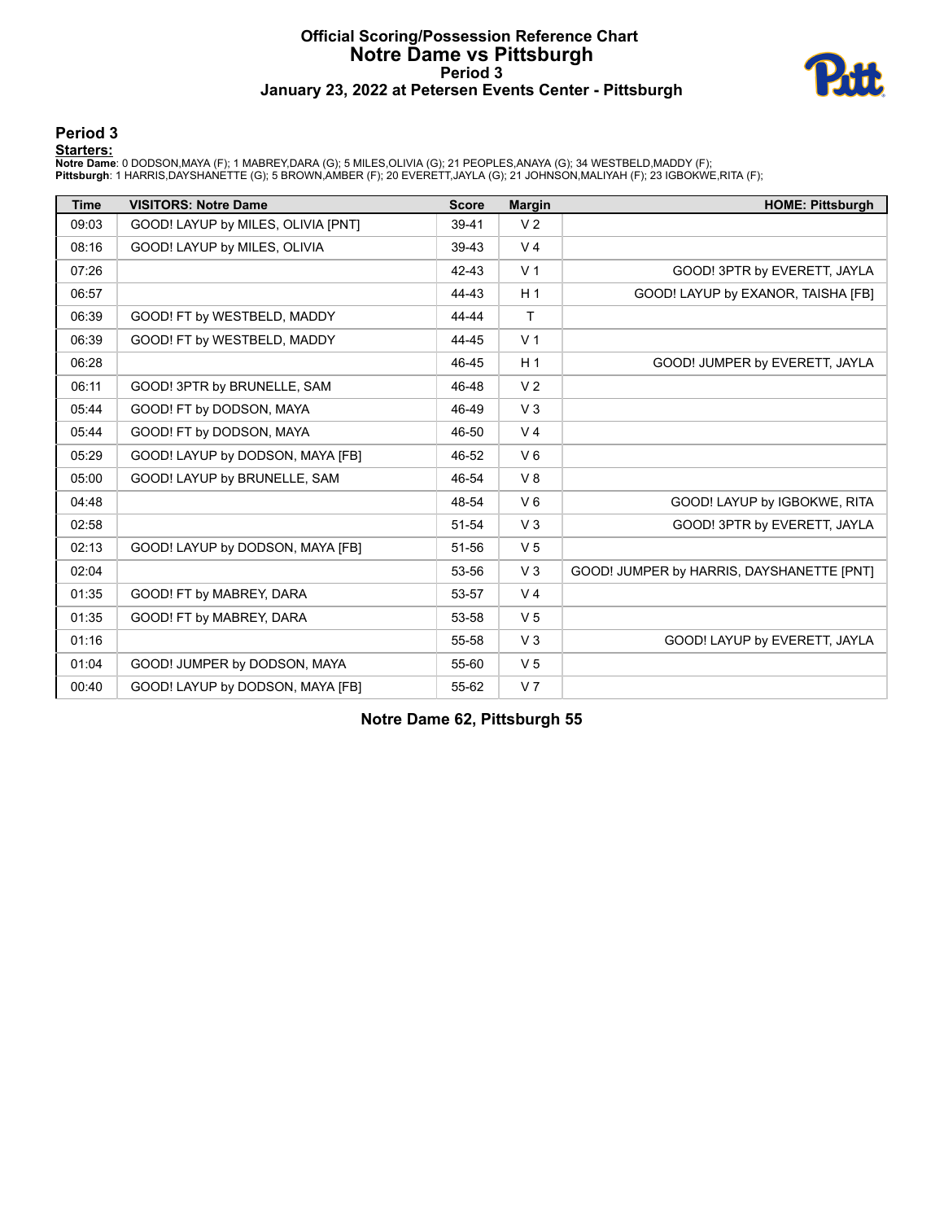# Official Scoring/Possession Reference Chart
# Notre Dame vs Pittsburgh
## Period 3
## January 23, 2022 at Petersen Events Center - Pittsburgh

### Period 3

**Starters:**

**Notre Dame**: 0 DODSON,MAYA (F); 1 MABREY,DARA (G); 5 MILES,OLIVIA (G); 21 PEOPLES,ANAYA (G); 34 WESTBELD,MADDY (F);
**Pittsburgh**: 1 HARRIS,DAYSHANETTE (G); 5 BROWN,AMBER (F); 20 EVERETT,JAYLA (G); 21 JOHNSON,MALIYAH (F); 23 IGBOKWE,RITA (F);

| Time | VISITORS: Notre Dame | Score | Margin | HOME: Pittsburgh |
|---|---|---|---|---|
| 09:03 | GOOD! LAYUP by MILES, OLIVIA [PNT] | 39-41 | V 2 | |
| 08:16 | GOOD! LAYUP by MILES, OLIVIA | 39-43 | V 4 | |
| 07:26 | | 42-43 | V 1 | GOOD! 3PTR by EVERETT, JAYLA |
| 06:57 | | 44-43 | H 1 | GOOD! LAYUP by EXANOR, TAISHA [FB] |
| 06:39 | GOOD! FT by WESTBELD, MADDY | 44-44 | T | |
| 06:39 | GOOD! FT by WESTBELD, MADDY | 44-45 | V 1 | |
| 06:28 | | 46-45 | H 1 | GOOD! JUMPER by EVERETT, JAYLA |
| 06:11 | GOOD! 3PTR by BRUNELLE, SAM | 46-48 | V 2 | |
| 05:44 | GOOD! FT by DODSON, MAYA | 46-49 | V 3 | |
| 05:44 | GOOD! FT by DODSON, MAYA | 46-50 | V 4 | |
| 05:29 | GOOD! LAYUP by DODSON, MAYA [FB] | 46-52 | V 6 | |
| 05:00 | GOOD! LAYUP by BRUNELLE, SAM | 46-54 | V 8 | |
| 04:48 | | 48-54 | V 6 | GOOD! LAYUP by IGBOKWE, RITA |
| 02:58 | | 51-54 | V 3 | GOOD! 3PTR by EVERETT, JAYLA |
| 02:13 | GOOD! LAYUP by DODSON, MAYA [FB] | 51-56 | V 5 | |
| 02:04 | | 53-56 | V 3 | GOOD! JUMPER by HARRIS, DAYSHANETTE [PNT] |
| 01:35 | GOOD! FT by MABREY, DARA | 53-57 | V 4 | |
| 01:35 | GOOD! FT by MABREY, DARA | 53-58 | V 5 | |
| 01:16 | | 55-58 | V 3 | GOOD! LAYUP by EVERETT, JAYLA |
| 01:04 | GOOD! JUMPER by DODSON, MAYA | 55-60 | V 5 | |
| 00:40 | GOOD! LAYUP by DODSON, MAYA [FB] | 55-62 | V 7 | |

**Notre Dame 62, Pittsburgh 55**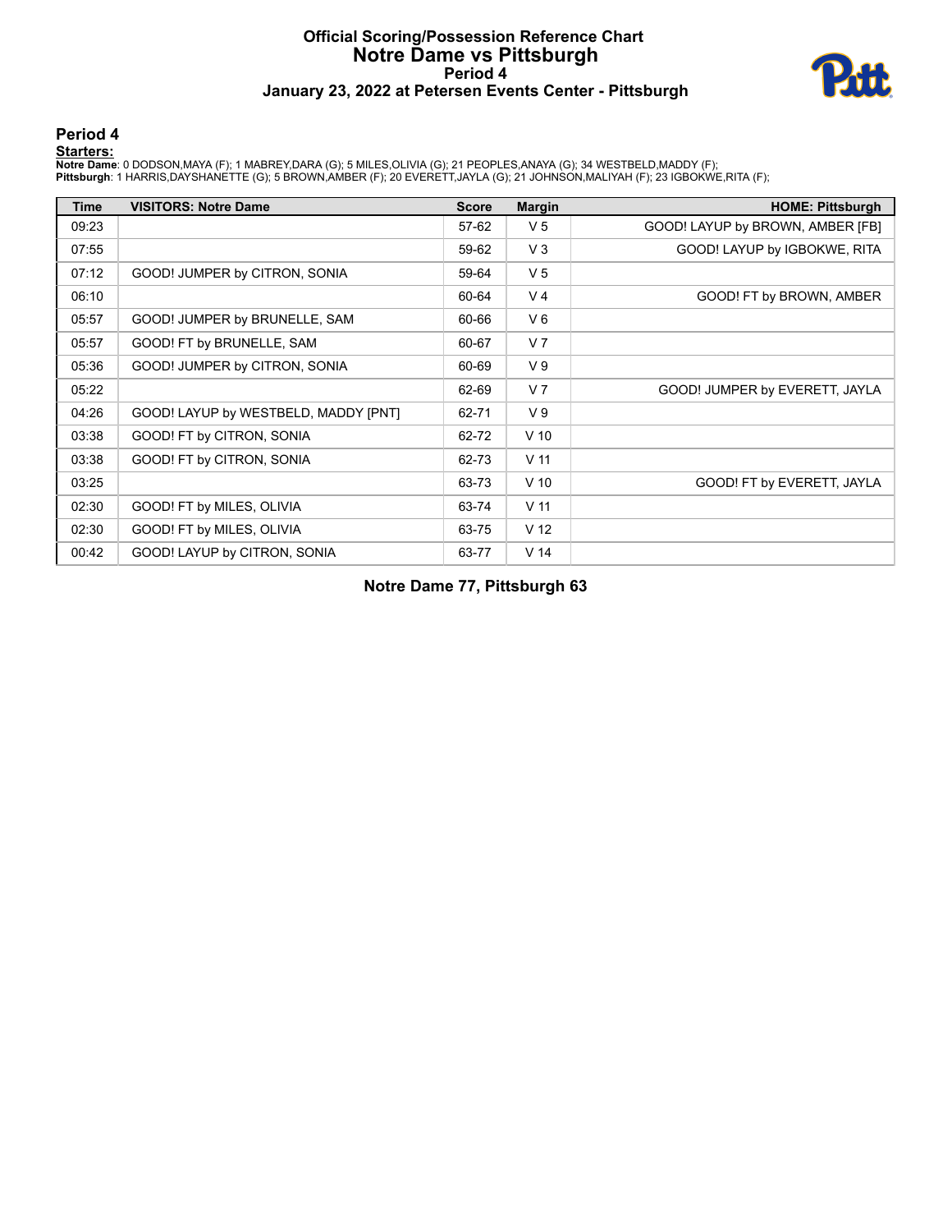# Official Scoring/Possession Reference Chart
## Notre Dame vs Pittsburgh
### Period 4
### January 23, 2022 at Petersen Events Center - Pittsburgh

## Period 4

**Starters:**

**Notre Dame**: 0 DODSON,MAYA (F); 1 MABREY,DARA (G); 5 MILES,OLIVIA (G); 21 PEOPLES,ANAYA (G); 34 WESTBELD,MADDY (F);
**Pittsburgh**: 1 HARRIS,DAYSHANETTE (G); 5 BROWN,AMBER (F); 20 EVERETT,JAYLA (G); 21 JOHNSON,MALIYAH (F); 23 IGBOKWE,RITA (F);

| Time | VISITORS: Notre Dame | Score | Margin | HOME: Pittsburgh |
|---|---|---|---|---|
| 09:23 | | 57-62 | V 5 | GOOD! LAYUP by BROWN, AMBER [FB] |
| 07:55 | | 59-62 | V 3 | GOOD! LAYUP by IGBOKWE, RITA |
| 07:12 | GOOD! JUMPER by CITRON, SONIA | 59-64 | V 5 | |
| 06:10 | | 60-64 | V 4 | GOOD! FT by BROWN, AMBER |
| 05:57 | GOOD! JUMPER by BRUNELLE, SAM | 60-66 | V 6 | |
| 05:57 | GOOD! FT by BRUNELLE, SAM | 60-67 | V 7 | |
| 05:36 | GOOD! JUMPER by CITRON, SONIA | 60-69 | V 9 | |
| 05:22 | | 62-69 | V 7 | GOOD! JUMPER by EVERETT, JAYLA |
| 04:26 | GOOD! LAYUP by WESTBELD, MADDY [PNT] | 62-71 | V 9 | |
| 03:38 | GOOD! FT by CITRON, SONIA | 62-72 | V 10 | |
| 03:38 | GOOD! FT by CITRON, SONIA | 62-73 | V 11 | |
| 03:25 | | 63-73 | V 10 | GOOD! FT by EVERETT, JAYLA |
| 02:30 | GOOD! FT by MILES, OLIVIA | 63-74 | V 11 | |
| 02:30 | GOOD! FT by MILES, OLIVIA | 63-75 | V 12 | |
| 00:42 | GOOD! LAYUP by CITRON, SONIA | 63-77 | V 14 | |

**Notre Dame 77, Pittsburgh 63**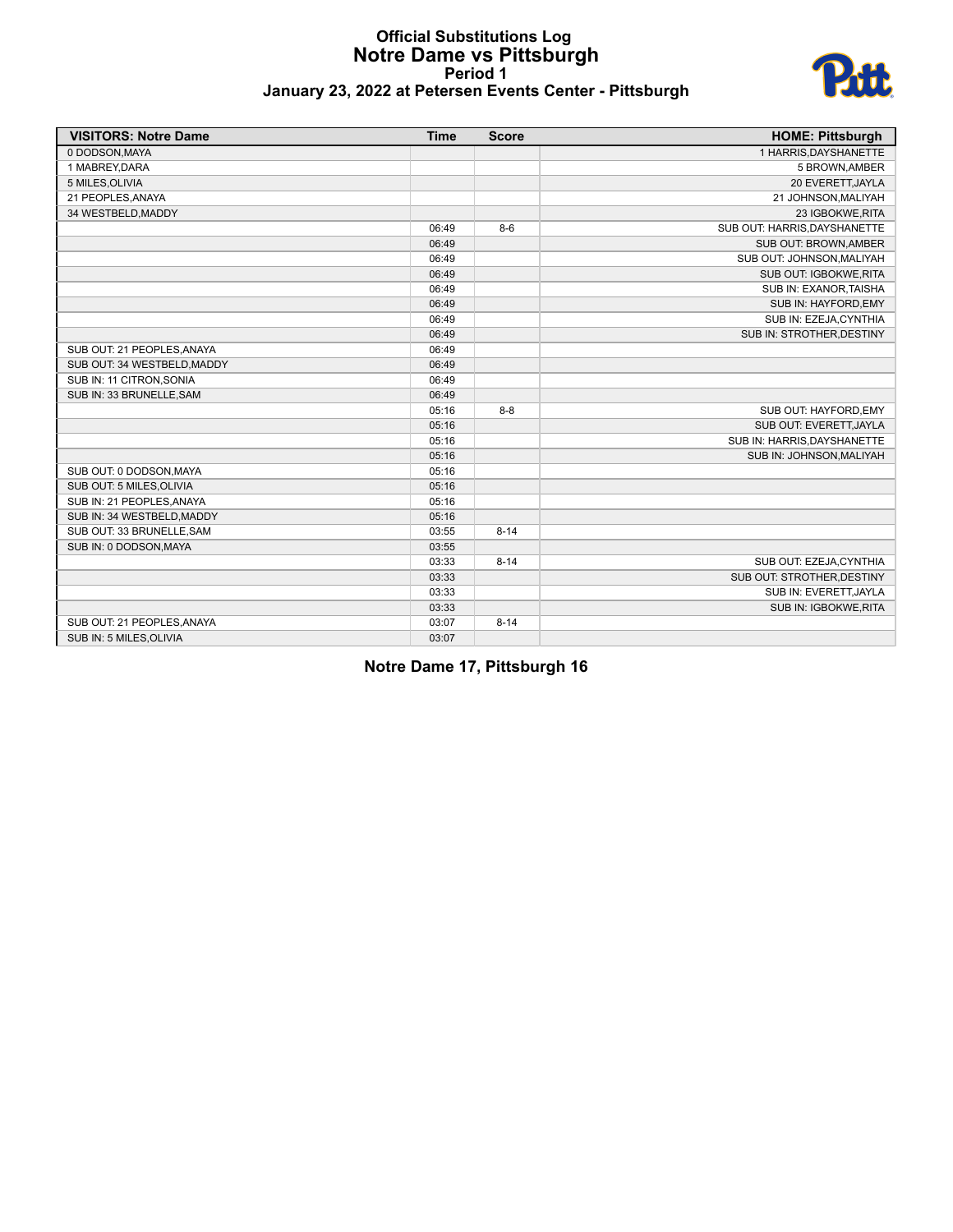# Official Substitutions Log
## Notre Dame vs Pittsburgh
### Period 1
### January 23, 2022 at Petersen Events Center - Pittsburgh

| VISITORS: Notre Dame | Time | Score | HOME: Pittsburgh |
|---|---|---|---|
| 0 DODSON,MAYA | | | 1 HARRIS,DAYSHANETTE |
| 1 MABREY,DARA | | | 5 BROWN,AMBER |
| 5 MILES,OLIVIA | | | 20 EVERETT,JAYLA |
| 21 PEOPLES,ANAYA | | | 21 JOHNSON,MALIYAH |
| 34 WESTBELD,MADDY | | | 23 IGBOKWE,RITA |
| | 06:49 | 8-6 | SUB OUT: HARRIS,DAYSHANETTE |
| | 06:49 | | SUB OUT: BROWN,AMBER |
| | 06:49 | | SUB OUT: JOHNSON,MALIYAH |
| | 06:49 | | SUB OUT: IGBOKWE,RITA |
| | 06:49 | | SUB IN: EXANOR,TAISHA |
| | 06:49 | | SUB IN: HAYFORD,EMY |
| | 06:49 | | SUB IN: EZEJA,CYNTHIA |
| | 06:49 | | SUB IN: STROTHER,DESTINY |
| SUB OUT: 21 PEOPLES,ANAYA | 06:49 | | |
| SUB OUT: 34 WESTBELD,MADDY | 06:49 | | |
| SUB IN: 11 CITRON,SONIA | 06:49 | | |
| SUB IN: 33 BRUNELLE,SAM | 06:49 | | |
| | 05:16 | 8-8 | SUB OUT: HAYFORD,EMY |
| | 05:16 | | SUB OUT: EVERETT,JAYLA |
| | 05:16 | | SUB IN: HARRIS,DAYSHANETTE |
| | 05:16 | | SUB IN: JOHNSON,MALIYAH |
| SUB OUT: 0 DODSON,MAYA | 05:16 | | |
| SUB OUT: 5 MILES,OLIVIA | 05:16 | | |
| SUB IN: 21 PEOPLES,ANAYA | 05:16 | | |
| SUB IN: 34 WESTBELD,MADDY | 05:16 | | |
| SUB OUT: 33 BRUNELLE,SAM | 03:55 | 8-14 | |
| SUB IN: 0 DODSON,MAYA | 03:55 | | |
| | 03:33 | 8-14 | SUB OUT: EZEJA,CYNTHIA |
| | 03:33 | | SUB OUT: STROTHER,DESTINY |
| | 03:33 | | SUB IN: EVERETT,JAYLA |
| | 03:33 | | SUB IN: IGBOKWE,RITA |
| SUB OUT: 21 PEOPLES,ANAYA | 03:07 | 8-14 | |
| SUB IN: 5 MILES,OLIVIA | 03:07 | | |

**Notre Dame 17, Pittsburgh 16**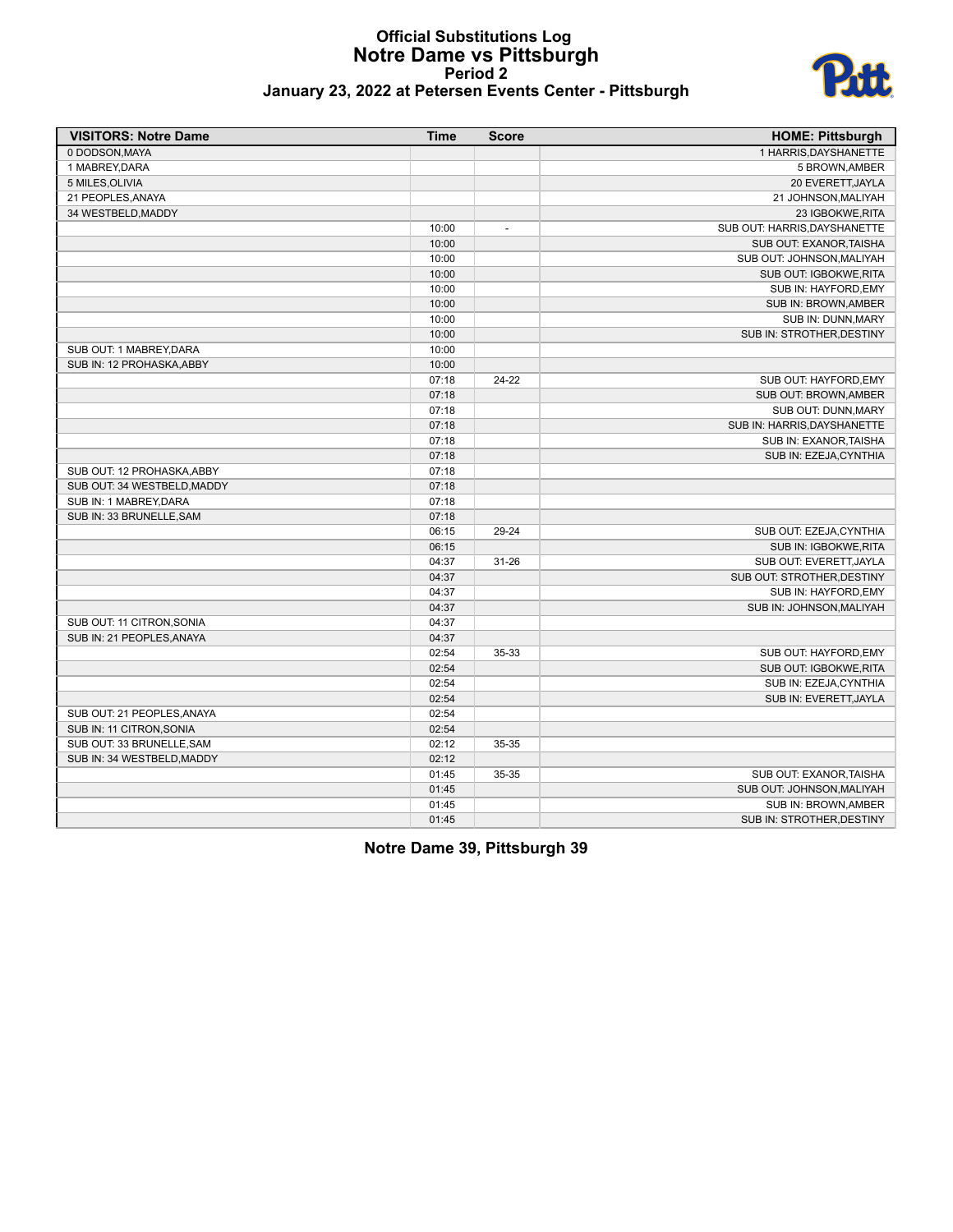# Official Substitutions Log
## Notre Dame vs Pittsburgh
### Period 2
### January 23, 2022 at Petersen Events Center - Pittsburgh

| VISITORS: Notre Dame | Time | Score | HOME: Pittsburgh |
|---|---|---|---|
| 0 DODSON,MAYA | | | 1 HARRIS,DAYSHANETTE |
| 1 MABREY,DARA | | | 5 BROWN,AMBER |
| 5 MILES,OLIVIA | | | 20 EVERETT,JAYLA |
| 21 PEOPLES,ANAYA | | | 21 JOHNSON,MALIYAH |
| 34 WESTBELD,MADDY | | | 23 IGBOKWE,RITA |
| | 10:00 | - | SUB OUT: HARRIS,DAYSHANETTE |
| | 10:00 | | SUB OUT: EXANOR,TAISHA |
| | 10:00 | | SUB OUT: JOHNSON,MALIYAH |
| | 10:00 | | SUB OUT: IGBOKWE,RITA |
| | 10:00 | | SUB IN: HAYFORD,EMY |
| | 10:00 | | SUB IN: BROWN,AMBER |
| | 10:00 | | SUB IN: DUNN,MARY |
| | 10:00 | | SUB IN: STROTHER,DESTINY |
| SUB OUT: 1 MABREY,DARA | 10:00 | | |
| SUB IN: 12 PROHASKA,ABBY | 10:00 | | |
| | 07:18 | 24-22 | SUB OUT: HAYFORD,EMY |
| | 07:18 | | SUB OUT: BROWN,AMBER |
| | 07:18 | | SUB OUT: DUNN,MARY |
| | 07:18 | | SUB IN: HARRIS,DAYSHANETTE |
| | 07:18 | | SUB IN: EXANOR,TAISHA |
| | 07:18 | | SUB IN: EZEJA,CYNTHIA |
| SUB OUT: 12 PROHASKA,ABBY | 07:18 | | |
| SUB OUT: 34 WESTBELD,MADDY | 07:18 | | |
| SUB IN: 1 MABREY,DARA | 07:18 | | |
| SUB IN: 33 BRUNELLE,SAM | 07:18 | | |
| | 06:15 | 29-24 | SUB OUT: EZEJA,CYNTHIA |
| | 06:15 | | SUB IN: IGBOKWE,RITA |
| | 04:37 | 31-26 | SUB OUT: EVERETT,JAYLA |
| | 04:37 | | SUB OUT: STROTHER,DESTINY |
| | 04:37 | | SUB IN: HAYFORD,EMY |
| | 04:37 | | SUB IN: JOHNSON,MALIYAH |
| SUB OUT: 11 CITRON,SONIA | 04:37 | | |
| SUB IN: 21 PEOPLES,ANAYA | 04:37 | | |
| | 02:54 | 35-33 | SUB OUT: HAYFORD,EMY |
| | 02:54 | | SUB OUT: IGBOKWE,RITA |
| | 02:54 | | SUB IN: EZEJA,CYNTHIA |
| | 02:54 | | SUB IN: EVERETT,JAYLA |
| SUB OUT: 21 PEOPLES,ANAYA | 02:54 | | |
| SUB IN: 11 CITRON,SONIA | 02:54 | | |
| SUB OUT: 33 BRUNELLE,SAM | 02:12 | 35-35 | |
| SUB IN: 34 WESTBELD,MADDY | 02:12 | | |
| | 01:45 | 35-35 | SUB OUT: EXANOR,TAISHA |
| | 01:45 | | SUB OUT: JOHNSON,MALIYAH |
| | 01:45 | | SUB IN: BROWN,AMBER |
| | 01:45 | | SUB IN: STROTHER,DESTINY |

**Notre Dame 39, Pittsburgh 39**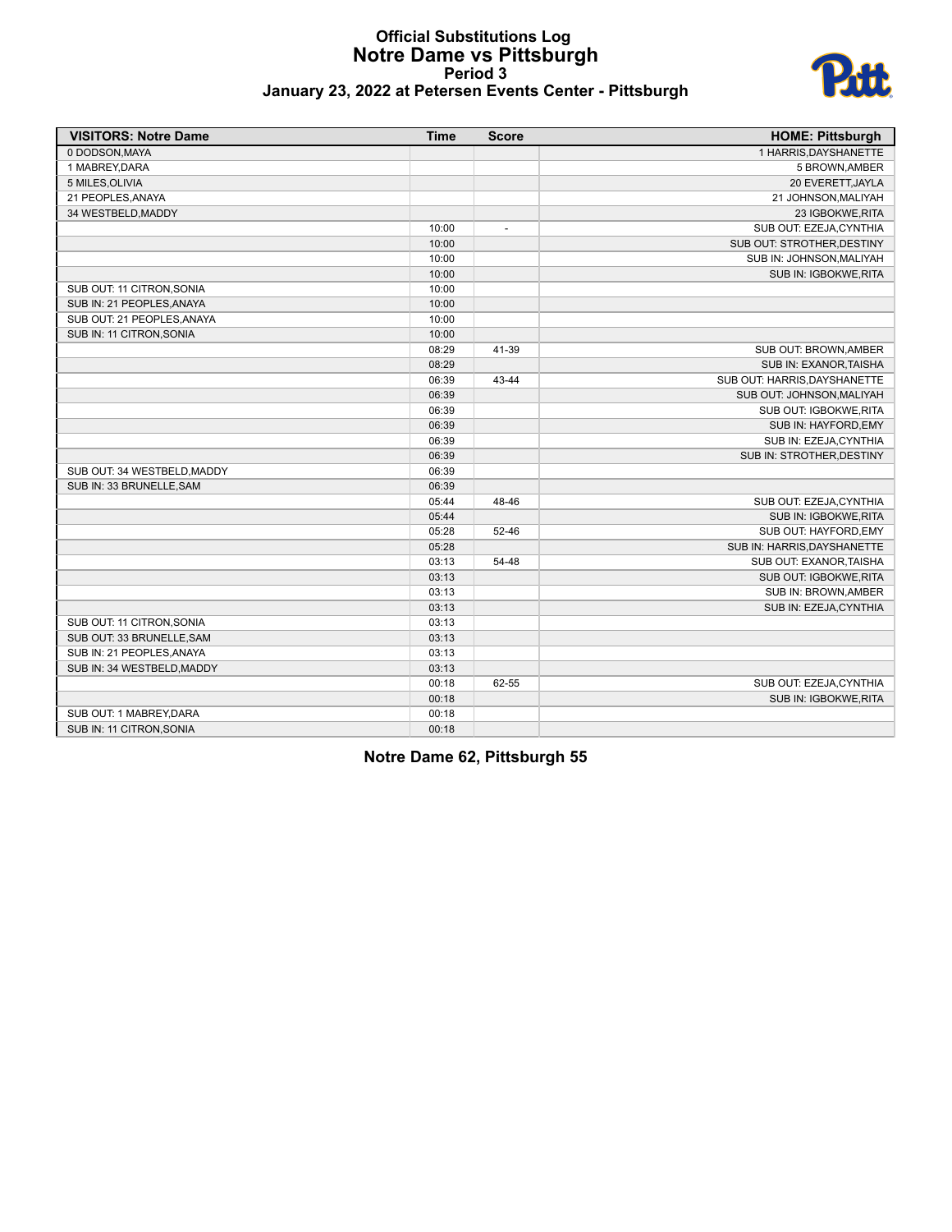# Official Substitutions Log
## Notre Dame vs Pittsburgh
### Period 3
### January 23, 2022 at Petersen Events Center - Pittsburgh

| VISITORS: Notre Dame | Time | Score | HOME: Pittsburgh |
|---|---|---|---|
| 0 DODSON,MAYA | | | 1 HARRIS,DAYSHANETTE |
| 1 MABREY,DARA | | | 5 BROWN,AMBER |
| 5 MILES,OLIVIA | | | 20 EVERETT,JAYLA |
| 21 PEOPLES,ANAYA | | | 21 JOHNSON,MALIYAH |
| 34 WESTBELD,MADDY | | | 23 IGBOKWE,RITA |
| | 10:00 | - | SUB OUT: EZEJA,CYNTHIA |
| | 10:00 | | SUB OUT: STROTHER,DESTINY |
| | 10:00 | | SUB IN: JOHNSON,MALIYAH |
| | 10:00 | | SUB IN: IGBOKWE,RITA |
| SUB OUT: 11 CITRON,SONIA | 10:00 | | |
| SUB IN: 21 PEOPLES,ANAYA | 10:00 | | |
| SUB OUT: 21 PEOPLES,ANAYA | 10:00 | | |
| SUB IN: 11 CITRON,SONIA | 10:00 | | |
| | 08:29 | 41-39 | SUB OUT: BROWN,AMBER |
| | 08:29 | | SUB IN: EXANOR,TAISHA |
| | 06:39 | 43-44 | SUB OUT: HARRIS,DAYSHANETTE |
| | 06:39 | | SUB OUT: JOHNSON,MALIYAH |
| | 06:39 | | SUB OUT: IGBOKWE,RITA |
| | 06:39 | | SUB IN: HAYFORD,EMY |
| | 06:39 | | SUB IN: EZEJA,CYNTHIA |
| | 06:39 | | SUB IN: STROTHER,DESTINY |
| SUB OUT: 34 WESTBELD,MADDY | 06:39 | | |
| SUB IN: 33 BRUNELLE,SAM | 06:39 | | |
| | 05:44 | 48-46 | SUB OUT: EZEJA,CYNTHIA |
| | 05:44 | | SUB IN: IGBOKWE,RITA |
| | 05:28 | 52-46 | SUB OUT: HAYFORD,EMY |
| | 05:28 | | SUB IN: HARRIS,DAYSHANETTE |
| | 03:13 | 54-48 | SUB OUT: EXANOR,TAISHA |
| | 03:13 | | SUB OUT: IGBOKWE,RITA |
| | 03:13 | | SUB IN: BROWN,AMBER |
| | 03:13 | | SUB IN: EZEJA,CYNTHIA |
| SUB OUT: 11 CITRON,SONIA | 03:13 | | |
| SUB OUT: 33 BRUNELLE,SAM | 03:13 | | |
| SUB IN: 21 PEOPLES,ANAYA | 03:13 | | |
| SUB IN: 34 WESTBELD,MADDY | 03:13 | | |
| | 00:18 | 62-55 | SUB OUT: EZEJA,CYNTHIA |
| | 00:18 | | SUB IN: IGBOKWE,RITA |
| SUB OUT: 1 MABREY,DARA | 00:18 | | |
| SUB IN: 11 CITRON,SONIA | 00:18 | | |

**Notre Dame 62, Pittsburgh 55**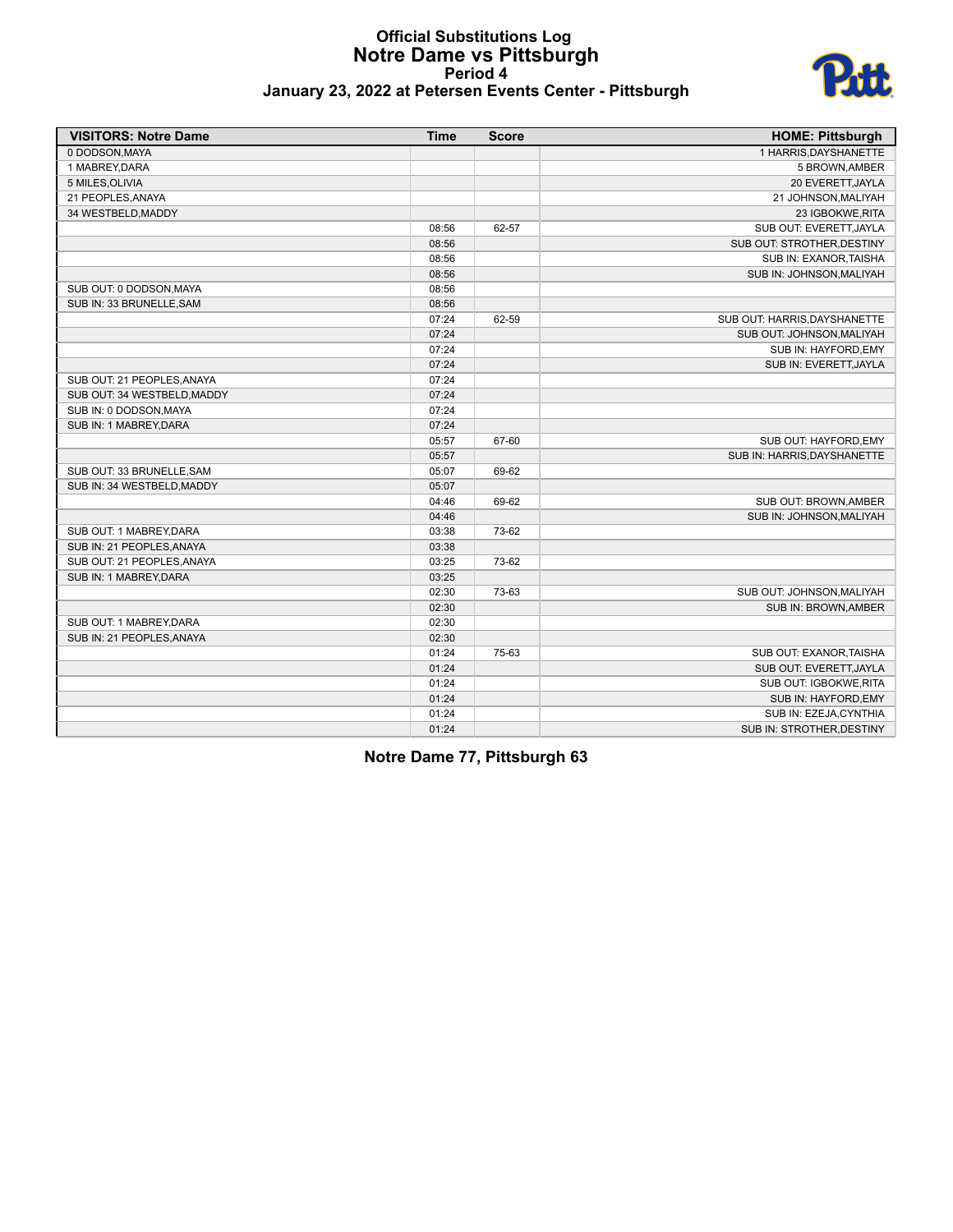# Official Substitutions Log
## Notre Dame vs Pittsburgh
### Period 4
### January 23, 2022 at Petersen Events Center - Pittsburgh

| VISITORS: Notre Dame | Time | Score | HOME: Pittsburgh |
|---|---|---|---|
| 0 DODSON,MAYA | | | 1 HARRIS,DAYSHANETTE |
| 1 MABREY,DARA | | | 5 BROWN,AMBER |
| 5 MILES,OLIVIA | | | 20 EVERETT,JAYLA |
| 21 PEOPLES,ANAYA | | | 21 JOHNSON,MALIYAH |
| 34 WESTBELD,MADDY | | | 23 IGBOKWE,RITA |
| | 08:56 | 62-57 | SUB OUT: EVERETT,JAYLA |
| | 08:56 | | SUB OUT: STROTHER,DESTINY |
| | 08:56 | | SUB IN: EXANOR,TAISHA |
| | 08:56 | | SUB IN: JOHNSON,MALIYAH |
| SUB OUT: 0 DODSON,MAYA | 08:56 | | |
| SUB IN: 33 BRUNELLE,SAM | 08:56 | | |
| | 07:24 | 62-59 | SUB OUT: HARRIS,DAYSHANETTE |
| | 07:24 | | SUB OUT: JOHNSON,MALIYAH |
| | 07:24 | | SUB IN: HAYFORD,EMY |
| | 07:24 | | SUB IN: EVERETT,JAYLA |
| SUB OUT: 21 PEOPLES,ANAYA | 07:24 | | |
| SUB OUT: 34 WESTBELD,MADDY | 07:24 | | |
| SUB IN: 0 DODSON,MAYA | 07:24 | | |
| SUB IN: 1 MABREY,DARA | 07:24 | | |
| | 05:57 | 67-60 | SUB OUT: HAYFORD,EMY |
| | 05:57 | | SUB IN: HARRIS,DAYSHANETTE |
| SUB OUT: 33 BRUNELLE,SAM | 05:07 | 69-62 | |
| SUB IN: 34 WESTBELD,MADDY | 05:07 | | |
| | 04:46 | 69-62 | SUB OUT: BROWN,AMBER |
| | 04:46 | | SUB IN: JOHNSON,MALIYAH |
| SUB OUT: 1 MABREY,DARA | 03:38 | 73-62 | |
| SUB IN: 21 PEOPLES,ANAYA | 03:38 | | |
| SUB OUT: 21 PEOPLES,ANAYA | 03:25 | 73-62 | |
| SUB IN: 1 MABREY,DARA | 03:25 | | |
| | 02:30 | 73-63 | SUB OUT: JOHNSON,MALIYAH |
| | 02:30 | | SUB IN: BROWN,AMBER |
| SUB OUT: 1 MABREY,DARA | 02:30 | | |
| SUB IN: 21 PEOPLES,ANAYA | 02:30 | | |
| | 01:24 | 75-63 | SUB OUT: EXANOR,TAISHA |
| | 01:24 | | SUB OUT: EVERETT,JAYLA |
| | 01:24 | | SUB OUT: IGBOKWE,RITA |
| | 01:24 | | SUB IN: HAYFORD,EMY |
| | 01:24 | | SUB IN: EZEJA,CYNTHIA |
| | 01:24 | | SUB IN: STROTHER,DESTINY |

**Notre Dame 77, Pittsburgh 63**